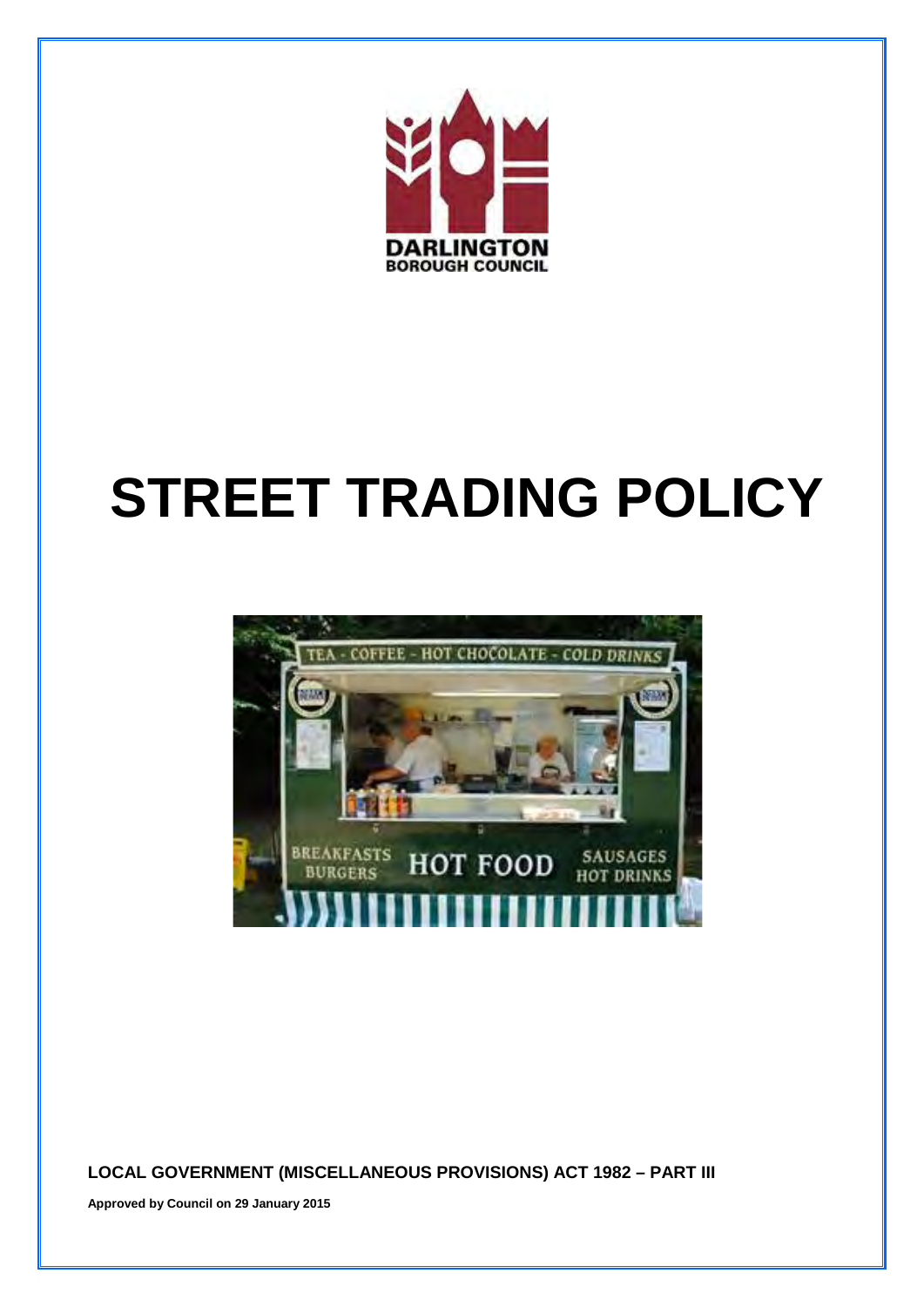DARLINGTON
BOROUGH COUNCIL

# STREET TRADING POLICY

**LOCAL GOVERNMENT (MISCELLANEOUS PROVISIONS) ACT 1982 – PART III**

**Approved by Council on 29 January 2015**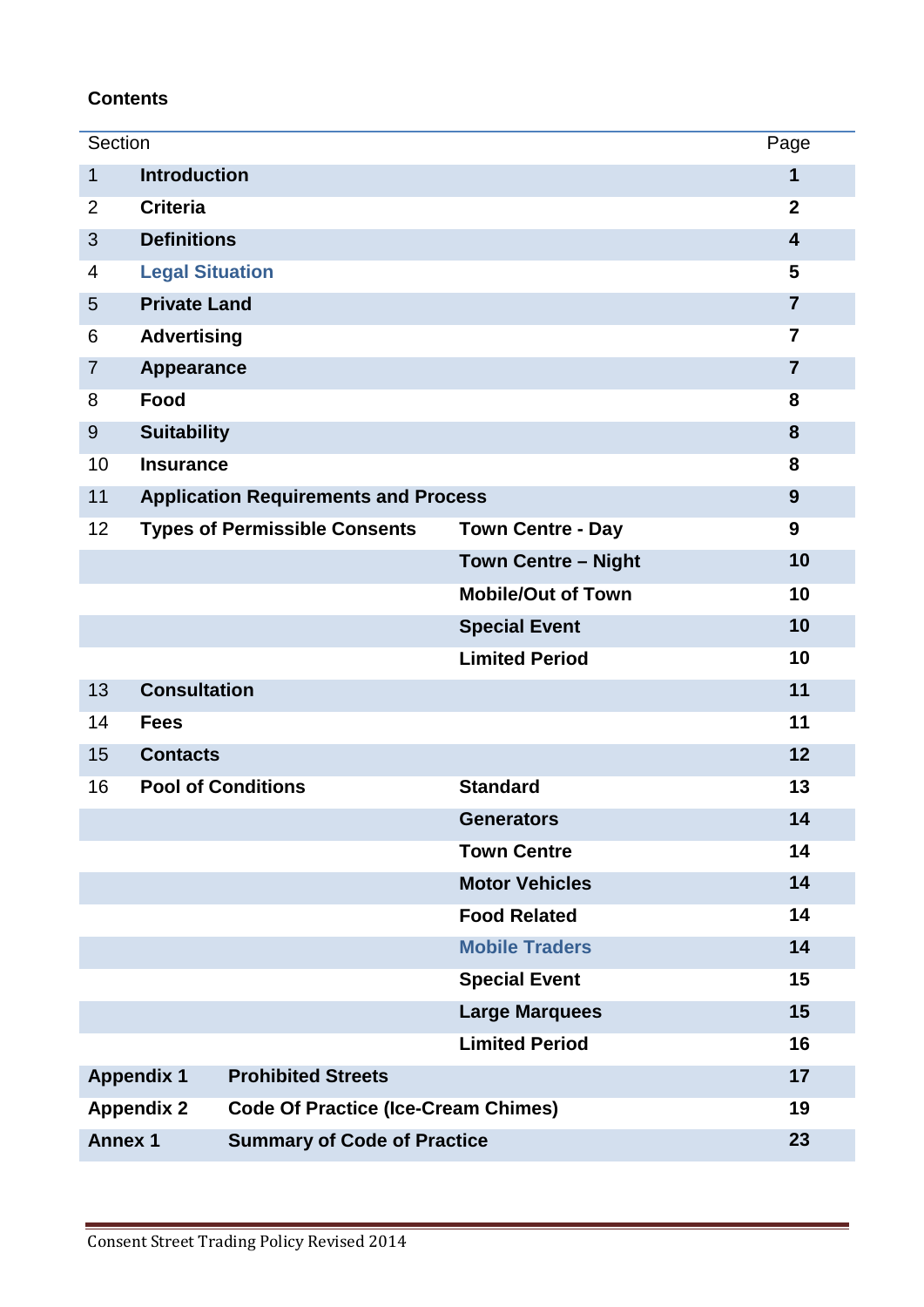**Contents**

| Section | | | Page |
|---|---|---|---|
| 1 | **Introduction** | | **1** |
| 2 | **Criteria** | | **2** |
| 3 | **Definitions** | | **4** |
| 4 | **Legal Situation** | | **5** |
| 5 | **Private Land** | | **7** |
| 6 | **Advertising** | | **7** |
| 7 | **Appearance** | | **7** |
| 8 | **Food** | | **8** |
| 9 | **Suitability** | | **8** |
| 10 | **Insurance** | | **8** |
| 11 | **Application Requirements and Process** | | **9** |
| 12 | **Types of Permissible Consents** | **Town Centre - Day** | **9** |
| | | **Town Centre – Night** | **10** |
| | | **Mobile/Out of Town** | **10** |
| | | **Special Event** | **10** |
| | | **Limited Period** | **10** |
| 13 | **Consultation** | | **11** |
| 14 | **Fees** | | **11** |
| 15 | **Contacts** | | **12** |
| 16 | **Pool of Conditions** | **Standard** | **13** |
| | | **Generators** | **14** |
| | | **Town Centre** | **14** |
| | | **Motor Vehicles** | **14** |
| | | **Food Related** | **14** |
| | | **Mobile Traders** | **14** |
| | | **Special Event** | **15** |
| | | **Large Marquees** | **15** |
| | | **Limited Period** | **16** |
| **Appendix 1** | **Prohibited Streets** | | **17** |
| **Appendix 2** | **Code Of Practice (Ice-Cream Chimes)** | | **19** |
| **Annex 1** | **Summary of Code of Practice** | | **23** |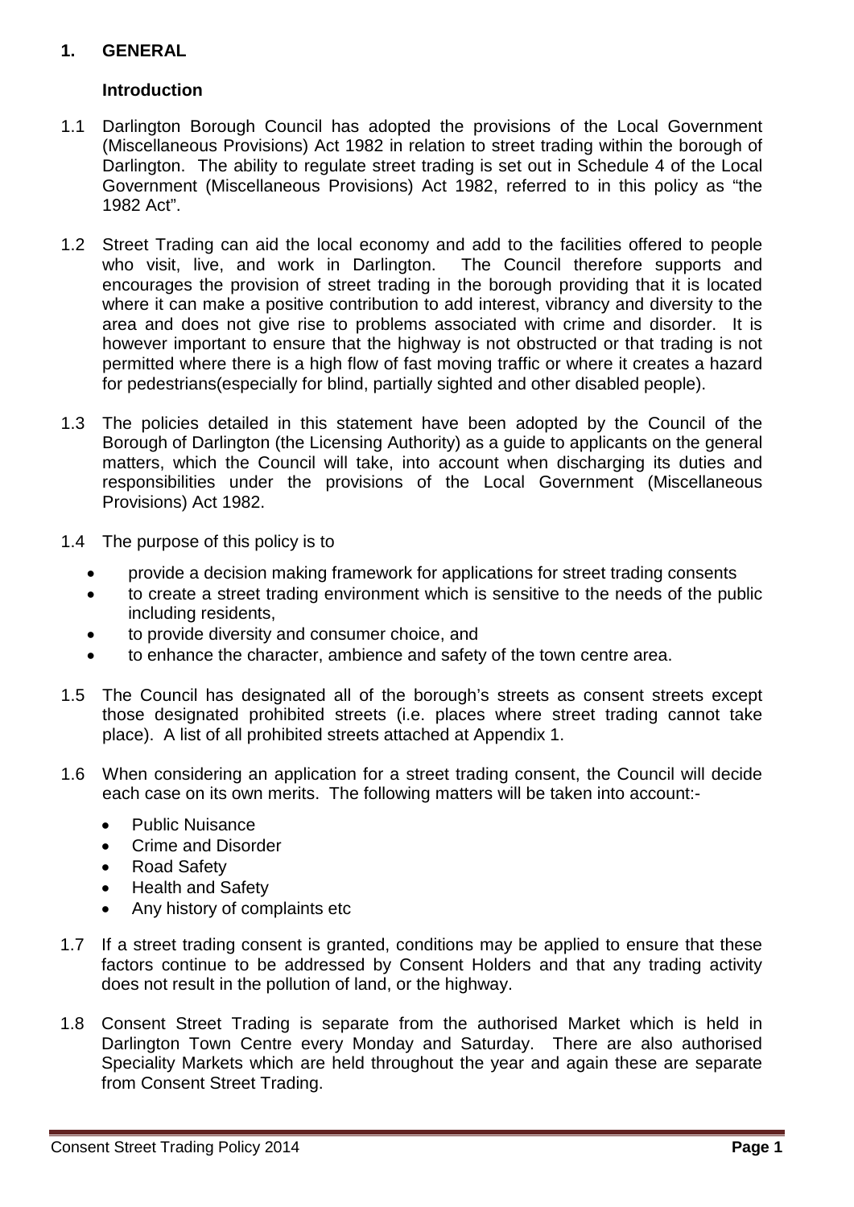# 1. GENERAL

## Introduction

1.1 Darlington Borough Council has adopted the provisions of the Local Government (Miscellaneous Provisions) Act 1982 in relation to street trading within the borough of Darlington. The ability to regulate street trading is set out in Schedule 4 of the Local Government (Miscellaneous Provisions) Act 1982, referred to in this policy as "the 1982 Act".

1.2 Street Trading can aid the local economy and add to the facilities offered to people who visit, live, and work in Darlington. The Council therefore supports and encourages the provision of street trading in the borough providing that it is located where it can make a positive contribution to add interest, vibrancy and diversity to the area and does not give rise to problems associated with crime and disorder. It is however important to ensure that the highway is not obstructed or that trading is not permitted where there is a high flow of fast moving traffic or where it creates a hazard for pedestrians(especially for blind, partially sighted and other disabled people).

1.3 The policies detailed in this statement have been adopted by the Council of the Borough of Darlington (the Licensing Authority) as a guide to applicants on the general matters, which the Council will take, into account when discharging its duties and responsibilities under the provisions of the Local Government (Miscellaneous Provisions) Act 1982.

1.4 The purpose of this policy is to

- provide a decision making framework for applications for street trading consents
- to create a street trading environment which is sensitive to the needs of the public including residents,
- to provide diversity and consumer choice, and
- to enhance the character, ambience and safety of the town centre area.

1.5 The Council has designated all of the borough's streets as consent streets except those designated prohibited streets (i.e. places where street trading cannot take place). A list of all prohibited streets attached at Appendix 1.

1.6 When considering an application for a street trading consent, the Council will decide each case on its own merits. The following matters will be taken into account:-

- Public Nuisance
- Crime and Disorder
- Road Safety
- Health and Safety
- Any history of complaints etc

1.7 If a street trading consent is granted, conditions may be applied to ensure that these factors continue to be addressed by Consent Holders and that any trading activity does not result in the pollution of land, or the highway.

1.8 Consent Street Trading is separate from the authorised Market which is held in Darlington Town Centre every Monday and Saturday. There are also authorised Speciality Markets which are held throughout the year and again these are separate from Consent Street Trading.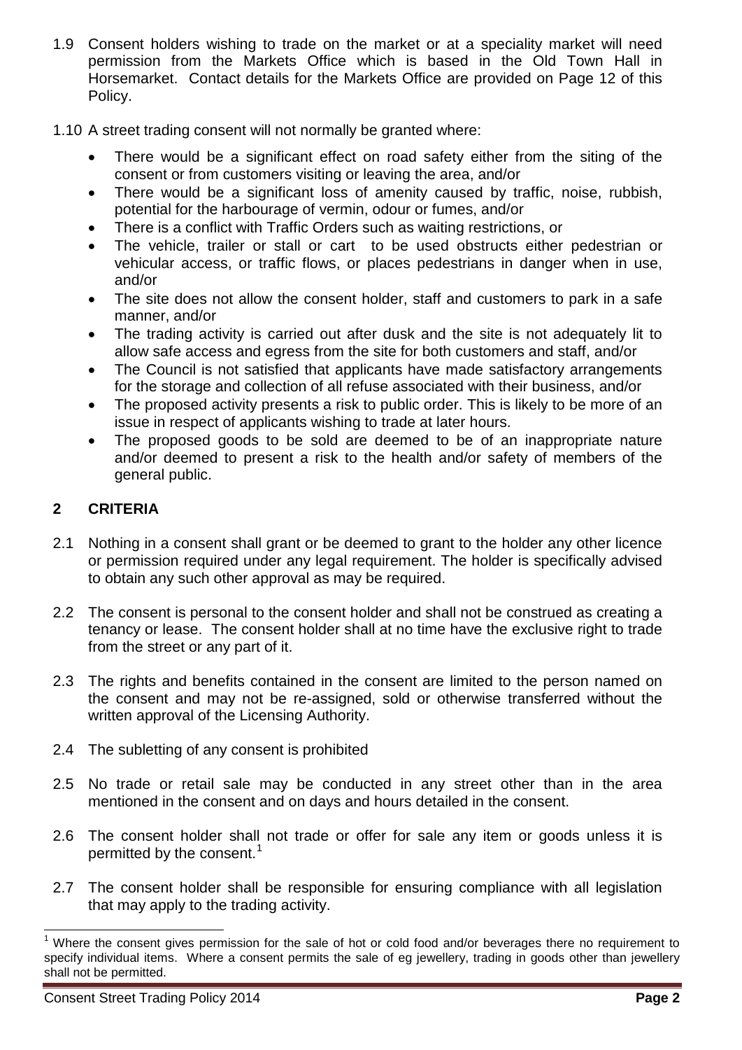1.9 Consent holders wishing to trade on the market or at a speciality market will need permission from the Markets Office which is based in the Old Town Hall in Horsemarket. Contact details for the Markets Office are provided on Page 12 of this Policy.

1.10 A street trading consent will not normally be granted where:

- There would be a significant effect on road safety either from the siting of the consent or from customers visiting or leaving the area, and/or
- There would be a significant loss of amenity caused by traffic, noise, rubbish, potential for the harbourage of vermin, odour or fumes, and/or
- There is a conflict with Traffic Orders such as waiting restrictions, or
- The vehicle, trailer or stall or cart to be used obstructs either pedestrian or vehicular access, or traffic flows, or places pedestrians in danger when in use, and/or
- The site does not allow the consent holder, staff and customers to park in a safe manner, and/or
- The trading activity is carried out after dusk and the site is not adequately lit to allow safe access and egress from the site for both customers and staff, and/or
- The Council is not satisfied that applicants have made satisfactory arrangements for the storage and collection of all refuse associated with their business, and/or
- The proposed activity presents a risk to public order. This is likely to be more of an issue in respect of applicants wishing to trade at later hours.
- The proposed goods to be sold are deemed to be of an inappropriate nature and/or deemed to present a risk to the health and/or safety of members of the general public.

## 2 CRITERIA

2.1 Nothing in a consent shall grant or be deemed to grant to the holder any other licence or permission required under any legal requirement. The holder is specifically advised to obtain any such other approval as may be required.

2.2 The consent is personal to the consent holder and shall not be construed as creating a tenancy or lease. The consent holder shall at no time have the exclusive right to trade from the street or any part of it.

2.3 The rights and benefits contained in the consent are limited to the person named on the consent and may not be re-assigned, sold or otherwise transferred without the written approval of the Licensing Authority.

2.4 The subletting of any consent is prohibited

2.5 No trade or retail sale may be conducted in any street other than in the area mentioned in the consent and on days and hours detailed in the consent.

2.6 The consent holder shall not trade or offer for sale any item or goods unless it is permitted by the consent.[1]

2.7 The consent holder shall be responsible for ensuring compliance with all legislation that may apply to the trading activity.

---

[1] Where the consent gives permission for the sale of hot or cold food and/or beverages there no requirement to specify individual items. Where a consent permits the sale of eg jewellery, trading in goods other than jewellery shall not be permitted.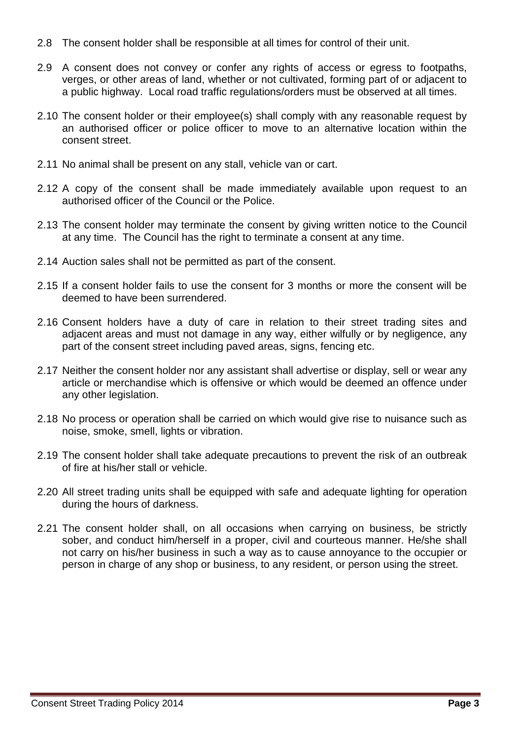2.8 The consent holder shall be responsible at all times for control of their unit.

2.9 A consent does not convey or confer any rights of access or egress to footpaths, verges, or other areas of land, whether or not cultivated, forming part of or adjacent to a public highway. Local road traffic regulations/orders must be observed at all times.

2.10 The consent holder or their employee(s) shall comply with any reasonable request by an authorised officer or police officer to move to an alternative location within the consent street.

2.11 No animal shall be present on any stall, vehicle van or cart.

2.12 A copy of the consent shall be made immediately available upon request to an authorised officer of the Council or the Police.

2.13 The consent holder may terminate the consent by giving written notice to the Council at any time. The Council has the right to terminate a consent at any time.

2.14 Auction sales shall not be permitted as part of the consent.

2.15 If a consent holder fails to use the consent for 3 months or more the consent will be deemed to have been surrendered.

2.16 Consent holders have a duty of care in relation to their street trading sites and adjacent areas and must not damage in any way, either wilfully or by negligence, any part of the consent street including paved areas, signs, fencing etc.

2.17 Neither the consent holder nor any assistant shall advertise or display, sell or wear any article or merchandise which is offensive or which would be deemed an offence under any other legislation.

2.18 No process or operation shall be carried on which would give rise to nuisance such as noise, smoke, smell, lights or vibration.

2.19 The consent holder shall take adequate precautions to prevent the risk of an outbreak of fire at his/her stall or vehicle.

2.20 All street trading units shall be equipped with safe and adequate lighting for operation during the hours of darkness.

2.21 The consent holder shall, on all occasions when carrying on business, be strictly sober, and conduct him/herself in a proper, civil and courteous manner. He/she shall not carry on his/her business in such a way as to cause annoyance to the occupier or person in charge of any shop or business, to any resident, or person using the street.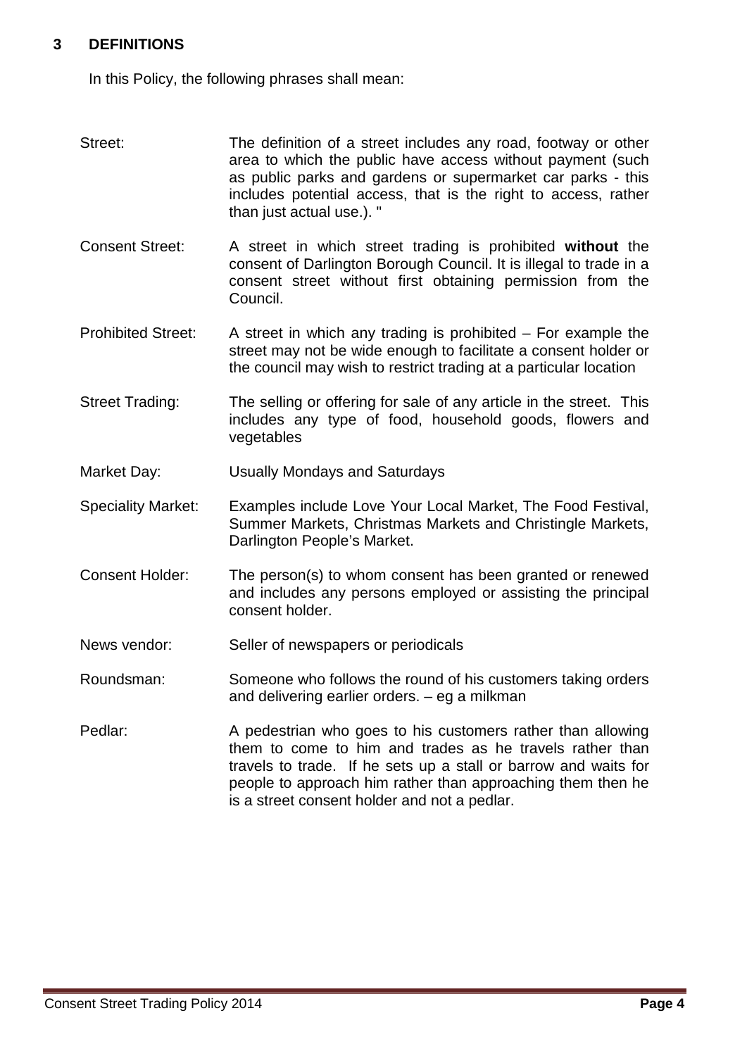## 3 DEFINITIONS

In this Policy, the following phrases shall mean:

| Term | Definition |
|---|---|
| Street: | The definition of a street includes any road, footway or other area to which the public have access without payment (such as public parks and gardens or supermarket car parks - this includes potential access, that is the right to access, rather than just actual use.). " |
| Consent Street: | A street in which street trading is prohibited **without** the consent of Darlington Borough Council. It is illegal to trade in a consent street without first obtaining permission from the Council. |
| Prohibited Street: | A street in which any trading is prohibited – For example the street may not be wide enough to facilitate a consent holder or the council may wish to restrict trading at a particular location |
| Street Trading: | The selling or offering for sale of any article in the street. This includes any type of food, household goods, flowers and vegetables |
| Market Day: | Usually Mondays and Saturdays |
| Speciality Market: | Examples include Love Your Local Market, The Food Festival, Summer Markets, Christmas Markets and Christingle Markets, Darlington People's Market. |
| Consent Holder: | The person(s) to whom consent has been granted or renewed and includes any persons employed or assisting the principal consent holder. |
| News vendor: | Seller of newspapers or periodicals |
| Roundsman: | Someone who follows the round of his customers taking orders and delivering earlier orders. – eg a milkman |
| Pedlar: | A pedestrian who goes to his customers rather than allowing them to come to him and trades as he travels rather than travels to trade. If he sets up a stall or barrow and waits for people to approach him rather than approaching them then he is a street consent holder and not a pedlar. |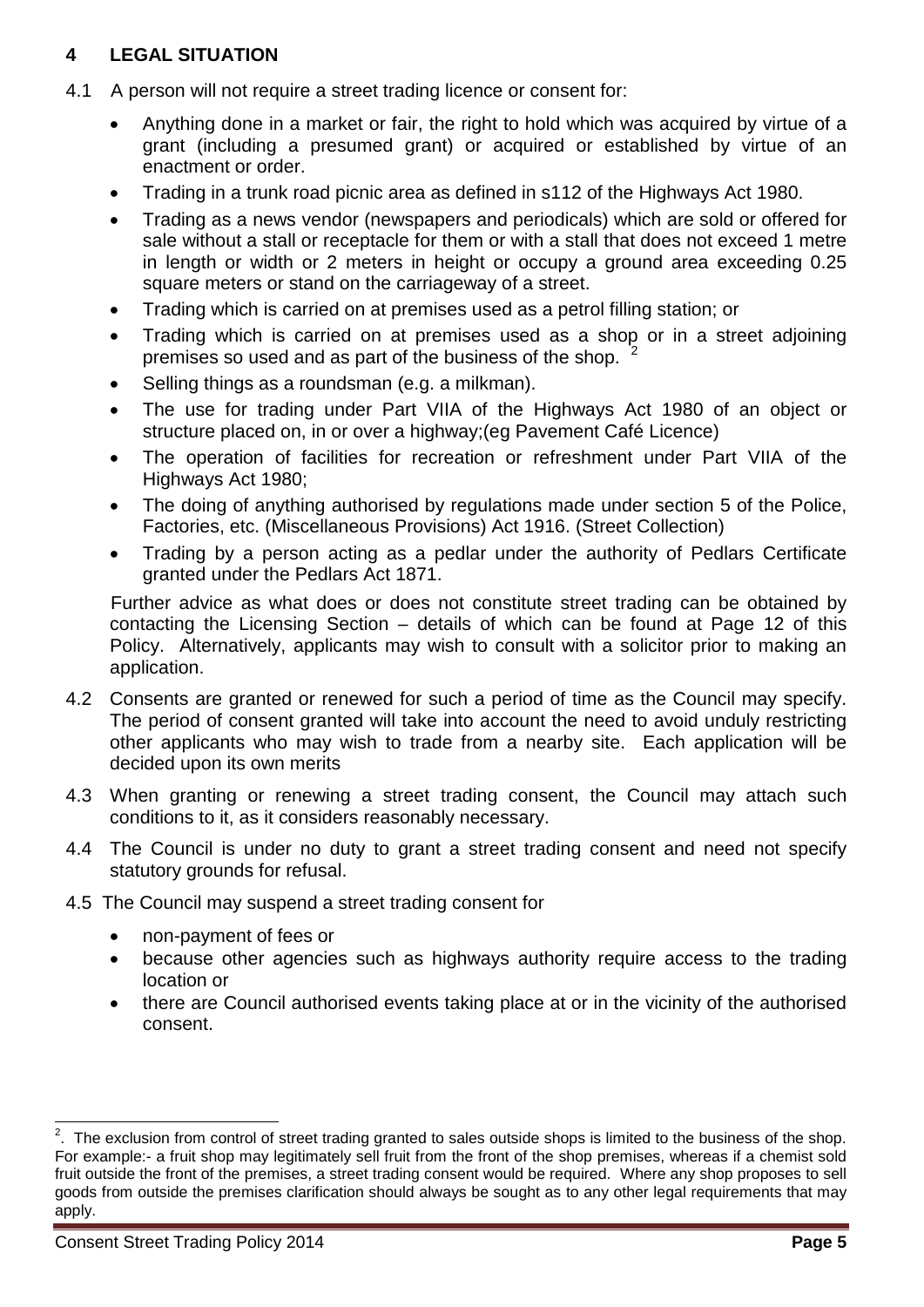## 4 LEGAL SITUATION

4.1 A person will not require a street trading licence or consent for:

- Anything done in a market or fair, the right to hold which was acquired by virtue of a grant (including a presumed grant) or acquired or established by virtue of an enactment or order.
- Trading in a trunk road picnic area as defined in s112 of the Highways Act 1980.
- Trading as a news vendor (newspapers and periodicals) which are sold or offered for sale without a stall or receptacle for them or with a stall that does not exceed 1 metre in length or width or 2 meters in height or occupy a ground area exceeding 0.25 square meters or stand on the carriageway of a street.
- Trading which is carried on at premises used as a petrol filling station; or
- Trading which is carried on at premises used as a shop or in a street adjoining premises so used and as part of the business of the shop. [2]
- Selling things as a roundsman (e.g. a milkman).
- The use for trading under Part VIIA of the Highways Act 1980 of an object or structure placed on, in or over a highway;(eg Pavement Café Licence)
- The operation of facilities for recreation or refreshment under Part VIIA of the Highways Act 1980;
- The doing of anything authorised by regulations made under section 5 of the Police, Factories, etc. (Miscellaneous Provisions) Act 1916. (Street Collection)
- Trading by a person acting as a pedlar under the authority of Pedlars Certificate granted under the Pedlars Act 1871.

Further advice as what does or does not constitute street trading can be obtained by contacting the Licensing Section – details of which can be found at Page 12 of this Policy. Alternatively, applicants may wish to consult with a solicitor prior to making an application.

4.2 Consents are granted or renewed for such a period of time as the Council may specify. The period of consent granted will take into account the need to avoid unduly restricting other applicants who may wish to trade from a nearby site. Each application will be decided upon its own merits

4.3 When granting or renewing a street trading consent, the Council may attach such conditions to it, as it considers reasonably necessary.

4.4 The Council is under no duty to grant a street trading consent and need not specify statutory grounds for refusal.

4.5 The Council may suspend a street trading consent for

- non-payment of fees or
- because other agencies such as highways authority require access to the trading location or
- there are Council authorised events taking place at or in the vicinity of the authorised consent.

---

[2]. The exclusion from control of street trading granted to sales outside shops is limited to the business of the shop. For example:- a fruit shop may legitimately sell fruit from the front of the shop premises, whereas if a chemist sold fruit outside the front of the premises, a street trading consent would be required. Where any shop proposes to sell goods from outside the premises clarification should always be sought as to any other legal requirements that may apply.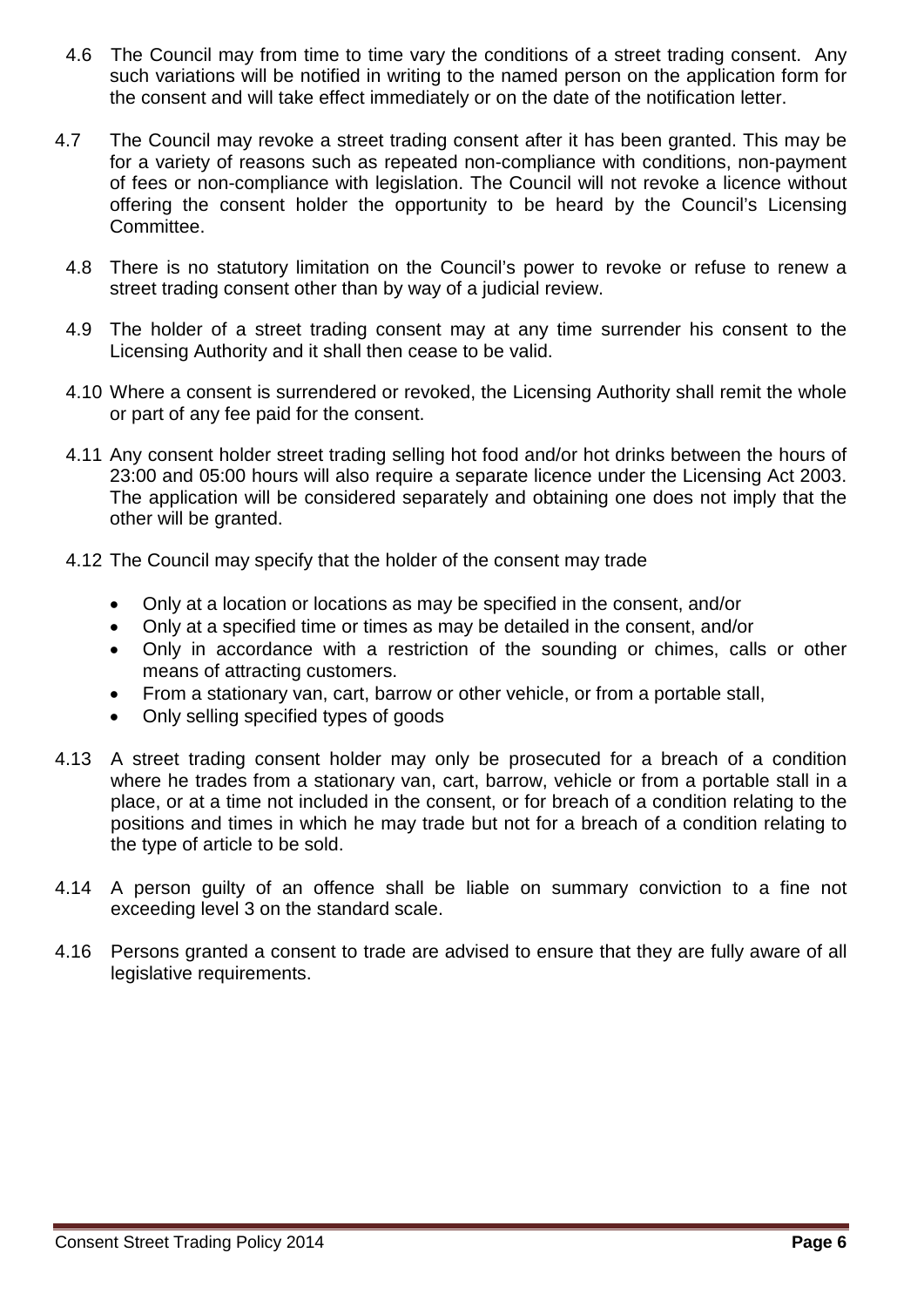4.6 The Council may from time to time vary the conditions of a street trading consent. Any such variations will be notified in writing to the named person on the application form for the consent and will take effect immediately or on the date of the notification letter.

4.7 The Council may revoke a street trading consent after it has been granted. This may be for a variety of reasons such as repeated non-compliance with conditions, non-payment of fees or non-compliance with legislation. The Council will not revoke a licence without offering the consent holder the opportunity to be heard by the Council's Licensing Committee.

4.8 There is no statutory limitation on the Council's power to revoke or refuse to renew a street trading consent other than by way of a judicial review.

4.9 The holder of a street trading consent may at any time surrender his consent to the Licensing Authority and it shall then cease to be valid.

4.10 Where a consent is surrendered or revoked, the Licensing Authority shall remit the whole or part of any fee paid for the consent.

4.11 Any consent holder street trading selling hot food and/or hot drinks between the hours of 23:00 and 05:00 hours will also require a separate licence under the Licensing Act 2003. The application will be considered separately and obtaining one does not imply that the other will be granted.

4.12 The Council may specify that the holder of the consent may trade

- Only at a location or locations as may be specified in the consent, and/or
- Only at a specified time or times as may be detailed in the consent, and/or
- Only in accordance with a restriction of the sounding or chimes, calls or other means of attracting customers.
- From a stationary van, cart, barrow or other vehicle, or from a portable stall,
- Only selling specified types of goods

4.13 A street trading consent holder may only be prosecuted for a breach of a condition where he trades from a stationary van, cart, barrow, vehicle or from a portable stall in a place, or at a time not included in the consent, or for breach of a condition relating to the positions and times in which he may trade but not for a breach of a condition relating to the type of article to be sold.

4.14 A person guilty of an offence shall be liable on summary conviction to a fine not exceeding level 3 on the standard scale.

4.16 Persons granted a consent to trade are advised to ensure that they are fully aware of all legislative requirements.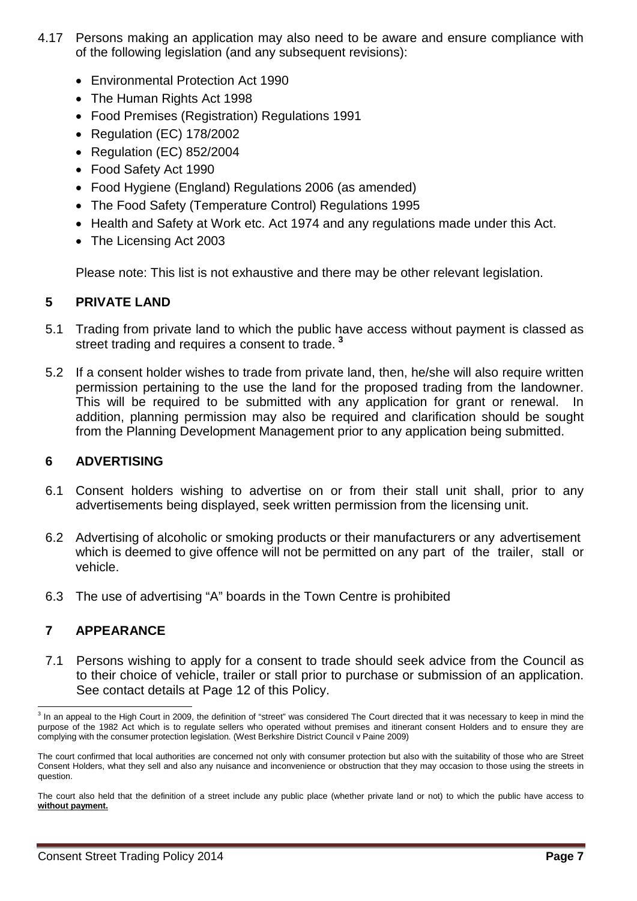4.17 Persons making an application may also need to be aware and ensure compliance with of the following legislation (and any subsequent revisions):

- Environmental Protection Act 1990
- The Human Rights Act 1998
- Food Premises (Registration) Regulations 1991
- Regulation (EC) 178/2002
- Regulation (EC) 852/2004
- Food Safety Act 1990
- Food Hygiene (England) Regulations 2006 (as amended)
- The Food Safety (Temperature Control) Regulations 1995
- Health and Safety at Work etc. Act 1974 and any regulations made under this Act.
- The Licensing Act 2003

Please note: This list is not exhaustive and there may be other relevant legislation.

## 5 PRIVATE LAND

5.1 Trading from private land to which the public have access without payment is classed as street trading and requires a consent to trade. [3]

5.2 If a consent holder wishes to trade from private land, then, he/she will also require written permission pertaining to the use the land for the proposed trading from the landowner. This will be required to be submitted with any application for grant or renewal. In addition, planning permission may also be required and clarification should be sought from the Planning Development Management prior to any application being submitted.

## 6 ADVERTISING

6.1 Consent holders wishing to advertise on or from their stall unit shall, prior to any advertisements being displayed, seek written permission from the licensing unit.

6.2 Advertising of alcoholic or smoking products or their manufacturers or any advertisement which is deemed to give offence will not be permitted on any part of the trailer, stall or vehicle.

6.3 The use of advertising "A" boards in the Town Centre is prohibited

## 7 APPEARANCE

7.1 Persons wishing to apply for a consent to trade should seek advice from the Council as to their choice of vehicle, trailer or stall prior to purchase or submission of an application. See contact details at Page 12 of this Policy.

---

[3] In an appeal to the High Court in 2009, the definition of "street" was considered The Court directed that it was necessary to keep in mind the purpose of the 1982 Act which is to regulate sellers who operated without premises and itinerant consent Holders and to ensure they are complying with the consumer protection legislation. (West Berkshire District Council v Paine 2009)

The court confirmed that local authorities are concerned not only with consumer protection but also with the suitability of those who are Street Consent Holders, what they sell and also any nuisance and inconvenience or obstruction that they may occasion to those using the streets in question.

The court also held that the definition of a street include any public place (whether private land or not) to which the public have access to **without payment.**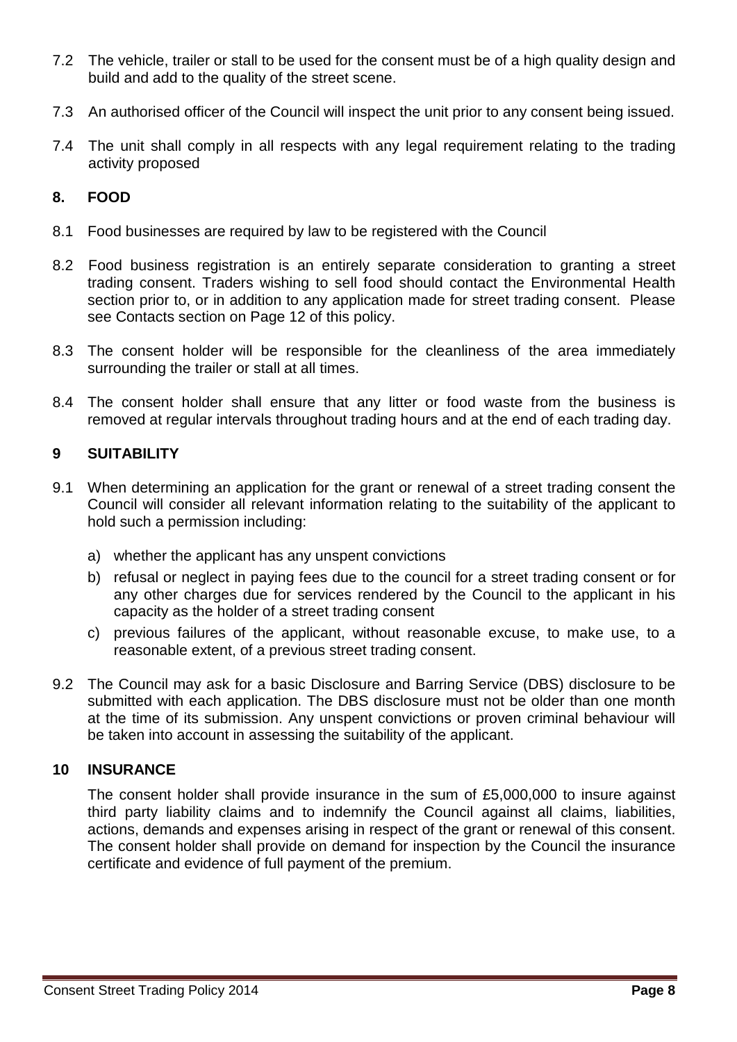7.2 The vehicle, trailer or stall to be used for the consent must be of a high quality design and build and add to the quality of the street scene.

7.3 An authorised officer of the Council will inspect the unit prior to any consent being issued.

7.4 The unit shall comply in all respects with any legal requirement relating to the trading activity proposed

## 8. FOOD

8.1 Food businesses are required by law to be registered with the Council

8.2 Food business registration is an entirely separate consideration to granting a street trading consent. Traders wishing to sell food should contact the Environmental Health section prior to, or in addition to any application made for street trading consent. Please see Contacts section on Page 12 of this policy.

8.3 The consent holder will be responsible for the cleanliness of the area immediately surrounding the trailer or stall at all times.

8.4 The consent holder shall ensure that any litter or food waste from the business is removed at regular intervals throughout trading hours and at the end of each trading day.

## 9 SUITABILITY

9.1 When determining an application for the grant or renewal of a street trading consent the Council will consider all relevant information relating to the suitability of the applicant to hold such a permission including:

a) whether the applicant has any unspent convictions
b) refusal or neglect in paying fees due to the council for a street trading consent or for any other charges due for services rendered by the Council to the applicant in his capacity as the holder of a street trading consent
c) previous failures of the applicant, without reasonable excuse, to make use, to a reasonable extent, of a previous street trading consent.

9.2 The Council may ask for a basic Disclosure and Barring Service (DBS) disclosure to be submitted with each application. The DBS disclosure must not be older than one month at the time of its submission. Any unspent convictions or proven criminal behaviour will be taken into account in assessing the suitability of the applicant.

## 10 INSURANCE

The consent holder shall provide insurance in the sum of £5,000,000 to insure against third party liability claims and to indemnify the Council against all claims, liabilities, actions, demands and expenses arising in respect of the grant or renewal of this consent. The consent holder shall provide on demand for inspection by the Council the insurance certificate and evidence of full payment of the premium.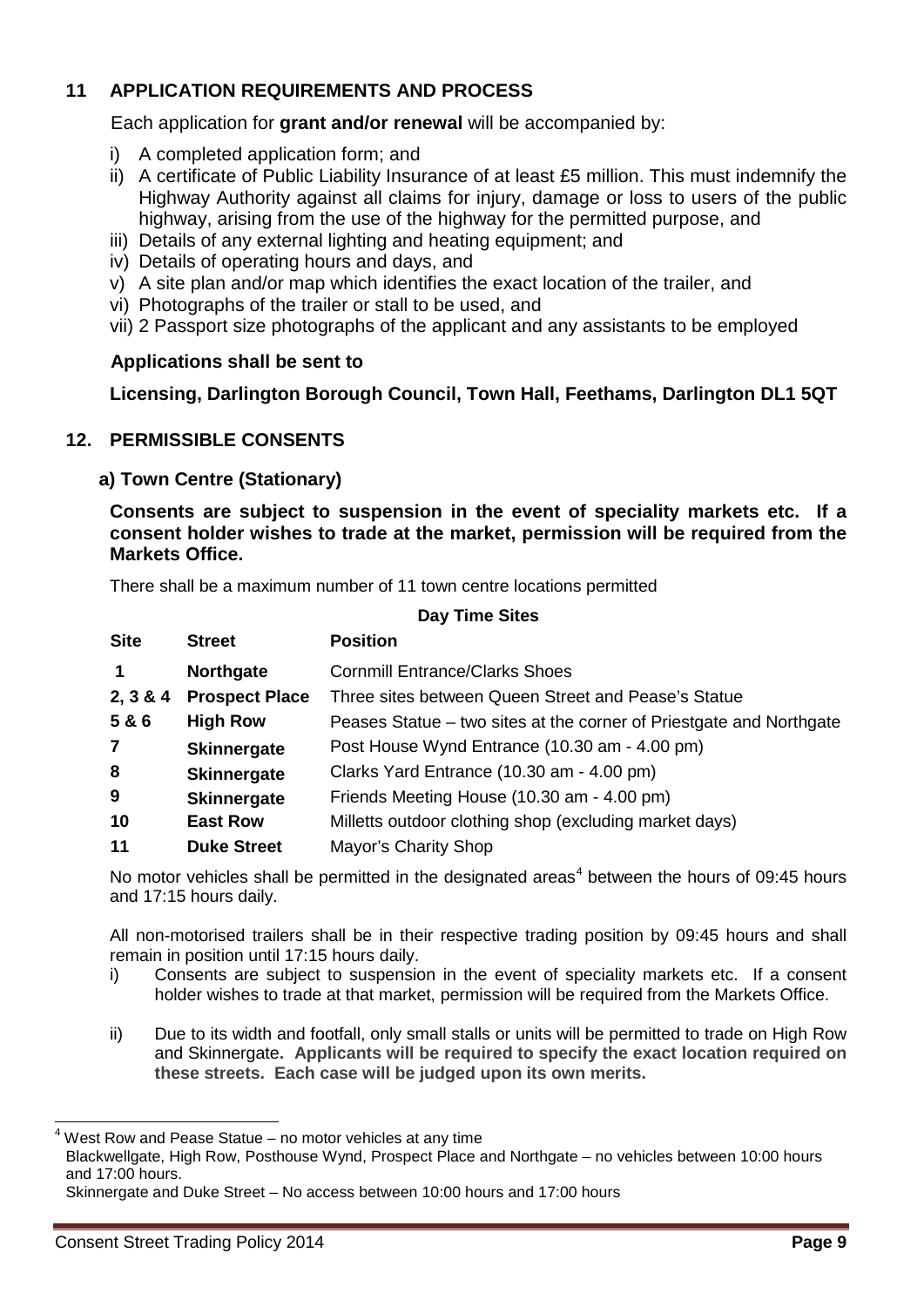## 11 APPLICATION REQUIREMENTS AND PROCESS

Each application for **grant and/or renewal** will be accompanied by:

i) A completed application form; and
ii) A certificate of Public Liability Insurance of at least £5 million. This must indemnify the Highway Authority against all claims for injury, damage or loss to users of the public highway, arising from the use of the highway for the permitted purpose, and
iii) Details of any external lighting and heating equipment; and
iv) Details of operating hours and days, and
v) A site plan and/or map which identifies the exact location of the trailer, and
vi) Photographs of the trailer or stall to be used, and
vii) 2 Passport size photographs of the applicant and any assistants to be employed

**Applications shall be sent to**

**Licensing, Darlington Borough Council, Town Hall, Feethams, Darlington DL1 5QT**

## 12. PERMISSIBLE CONSENTS

### a) Town Centre (Stationary)

**Consents are subject to suspension in the event of speciality markets etc. If a consent holder wishes to trade at the market, permission will be required from the Markets Office.**

There shall be a maximum number of 11 town centre locations permitted

**Day Time Sites**

| Site | Street | Position |
|---|---|---|
| 1 | Northgate | Cornmill Entrance/Clarks Shoes |
| 2, 3 & 4 | Prospect Place | Three sites between Queen Street and Pease's Statue |
| 5 & 6 | High Row | Peases Statue – two sites at the corner of Priestgate and Northgate |
| 7 | Skinnergate | Post House Wynd Entrance (10.30 am - 4.00 pm) |
| 8 | Skinnergate | Clarks Yard Entrance (10.30 am - 4.00 pm) |
| 9 | Skinnergate | Friends Meeting House (10.30 am - 4.00 pm) |
| 10 | East Row | Milletts outdoor clothing shop (excluding market days) |
| 11 | Duke Street | Mayor's Charity Shop |

No motor vehicles shall be permitted in the designated areas[4] between the hours of 09:45 hours and 17:15 hours daily.

All non-motorised trailers shall be in their respective trading position by 09:45 hours and shall remain in position until 17:15 hours daily.

i) Consents are subject to suspension in the event of speciality markets etc. If a consent holder wishes to trade at that market, permission will be required from the Markets Office.

ii) Due to its width and footfall, only small stalls or units will be permitted to trade on High Row and Skinnergate. **Applicants will be required to specify the exact location required on these streets. Each case will be judged upon its own merits.**

---

[4] West Row and Pease Statue – no motor vehicles at any time
Blackwellgate, High Row, Posthouse Wynd, Prospect Place and Northgate – no vehicles between 10:00 hours and 17:00 hours.
Skinnergate and Duke Street – No access between 10:00 hours and 17:00 hours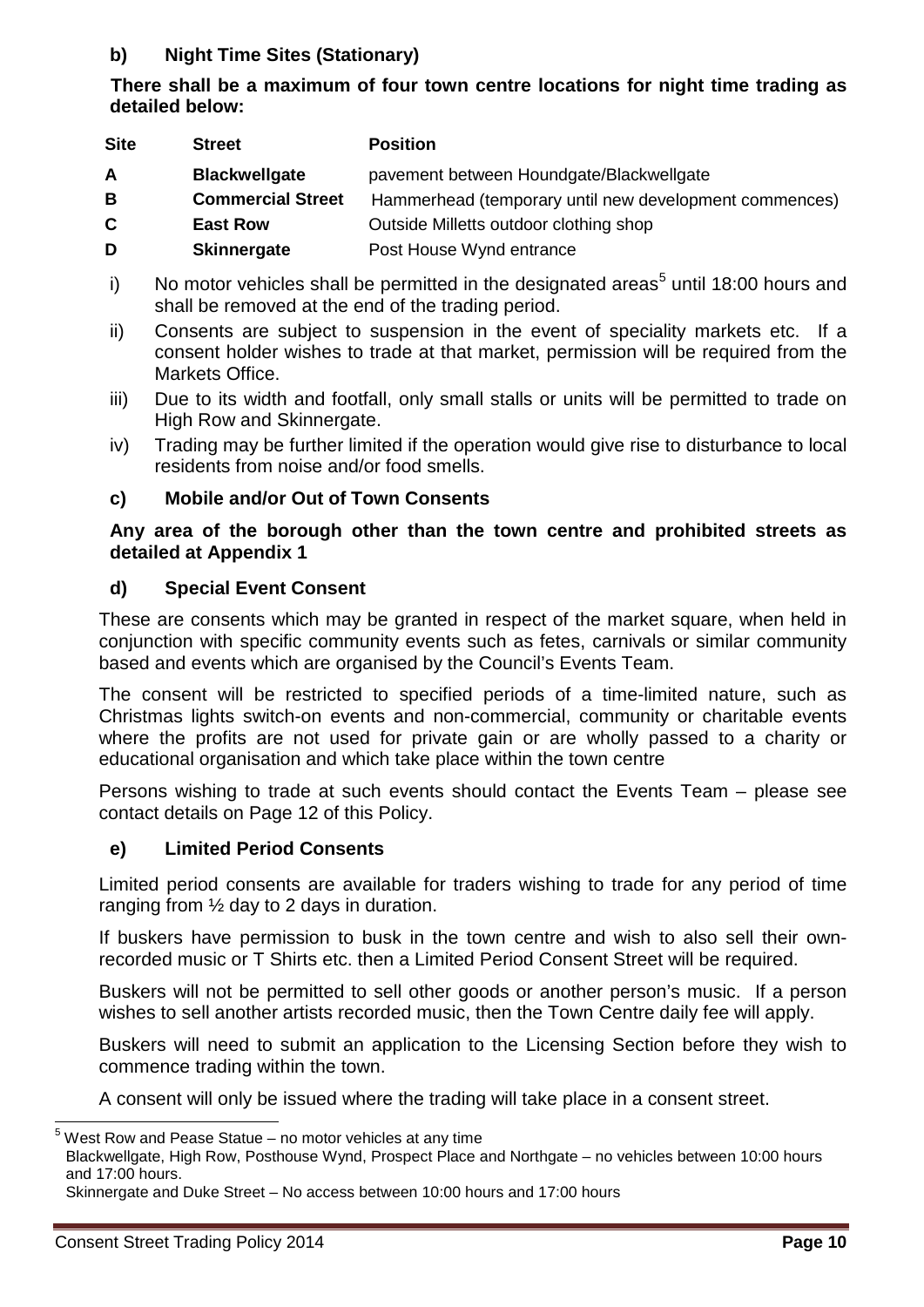### b) Night Time Sites (Stationary)

**There shall be a maximum of four town centre locations for night time trading as detailed below:**

| Site | Street | Position |
|---|---|---|
| **A** | **Blackwellgate** | pavement between Houndgate/Blackwellgate |
| **B** | **Commercial Street** | Hammerhead (temporary until new development commences) |
| **C** | **East Row** | Outside Milletts outdoor clothing shop |
| **D** | **Skinnergate** | Post House Wynd entrance |

i) No motor vehicles shall be permitted in the designated areas[5] until 18:00 hours and shall be removed at the end of the trading period.

ii) Consents are subject to suspension in the event of speciality markets etc. If a consent holder wishes to trade at that market, permission will be required from the Markets Office.

iii) Due to its width and footfall, only small stalls or units will be permitted to trade on High Row and Skinnergate.

iv) Trading may be further limited if the operation would give rise to disturbance to local residents from noise and/or food smells.

### c) Mobile and/or Out of Town Consents

**Any area of the borough other than the town centre and prohibited streets as detailed at Appendix 1**

### d) Special Event Consent

These are consents which may be granted in respect of the market square, when held in conjunction with specific community events such as fetes, carnivals or similar community based and events which are organised by the Council's Events Team.

The consent will be restricted to specified periods of a time-limited nature, such as Christmas lights switch-on events and non-commercial, community or charitable events where the profits are not used for private gain or are wholly passed to a charity or educational organisation and which take place within the town centre

Persons wishing to trade at such events should contact the Events Team – please see contact details on Page 12 of this Policy.

### e) Limited Period Consents

Limited period consents are available for traders wishing to trade for any period of time ranging from ½ day to 2 days in duration.

If buskers have permission to busk in the town centre and wish to also sell their own-recorded music or T Shirts etc. then a Limited Period Consent Street will be required.

Buskers will not be permitted to sell other goods or another person's music. If a person wishes to sell another artists recorded music, then the Town Centre daily fee will apply.

Buskers will need to submit an application to the Licensing Section before they wish to commence trading within the town.

A consent will only be issued where the trading will take place in a consent street.

---

[5] West Row and Pease Statue – no motor vehicles at any time
Blackwellgate, High Row, Posthouse Wynd, Prospect Place and Northgate – no vehicles between 10:00 hours and 17:00 hours.
Skinnergate and Duke Street – No access between 10:00 hours and 17:00 hours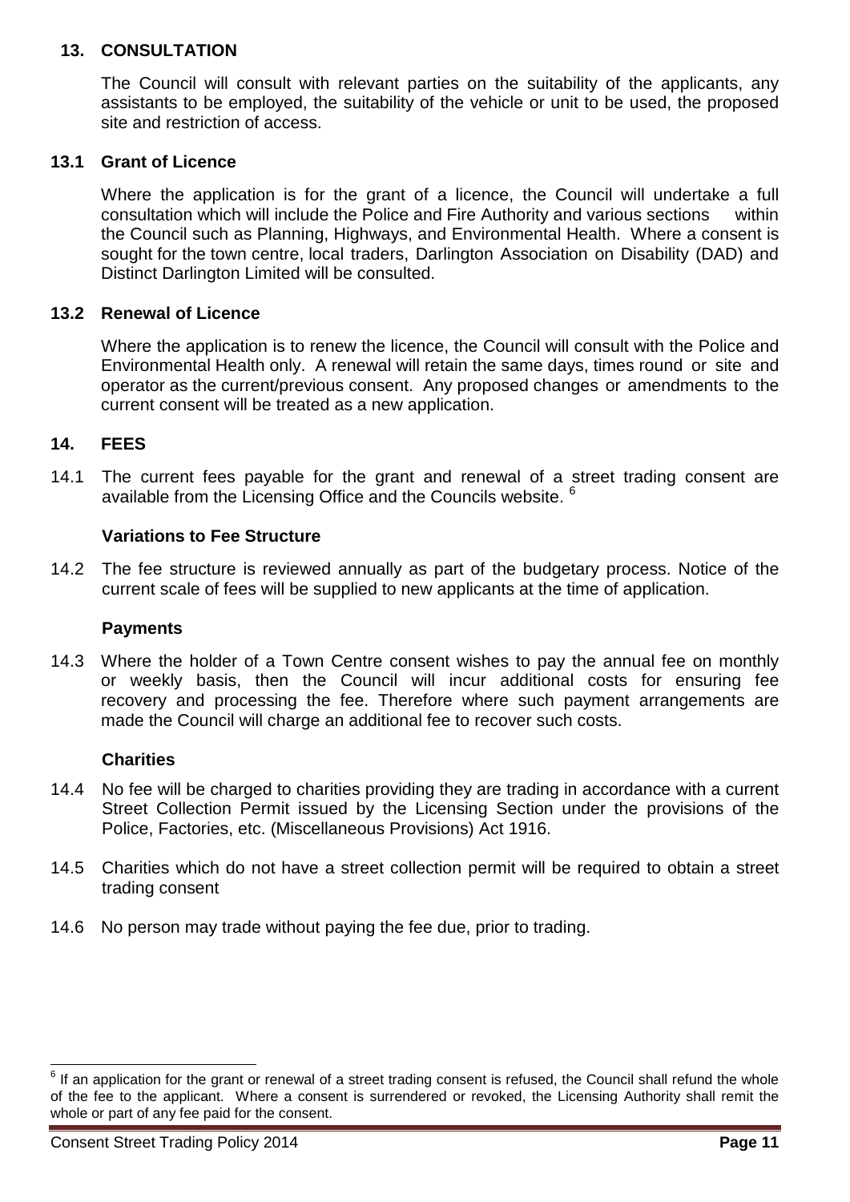## 13. CONSULTATION

The Council will consult with relevant parties on the suitability of the applicants, any assistants to be employed, the suitability of the vehicle or unit to be used, the proposed site and restriction of access.

### 13.1 Grant of Licence

Where the application is for the grant of a licence, the Council will undertake a full consultation which will include the Police and Fire Authority and various sections within the Council such as Planning, Highways, and Environmental Health. Where a consent is sought for the town centre, local traders, Darlington Association on Disability (DAD) and Distinct Darlington Limited will be consulted.

### 13.2 Renewal of Licence

Where the application is to renew the licence, the Council will consult with the Police and Environmental Health only. A renewal will retain the same days, times round or site and operator as the current/previous consent. Any proposed changes or amendments to the current consent will be treated as a new application.

## 14. FEES

14.1 The current fees payable for the grant and renewal of a street trading consent are available from the Licensing Office and the Councils website. [6]

**Variations to Fee Structure**

14.2 The fee structure is reviewed annually as part of the budgetary process. Notice of the current scale of fees will be supplied to new applicants at the time of application.

**Payments**

14.3 Where the holder of a Town Centre consent wishes to pay the annual fee on monthly or weekly basis, then the Council will incur additional costs for ensuring fee recovery and processing the fee. Therefore where such payment arrangements are made the Council will charge an additional fee to recover such costs.

**Charities**

14.4 No fee will be charged to charities providing they are trading in accordance with a current Street Collection Permit issued by the Licensing Section under the provisions of the Police, Factories, etc. (Miscellaneous Provisions) Act 1916.

14.5 Charities which do not have a street collection permit will be required to obtain a street trading consent

14.6 No person may trade without paying the fee due, prior to trading.

---

[6] If an application for the grant or renewal of a street trading consent is refused, the Council shall refund the whole of the fee to the applicant. Where a consent is surrendered or revoked, the Licensing Authority shall remit the whole or part of any fee paid for the consent.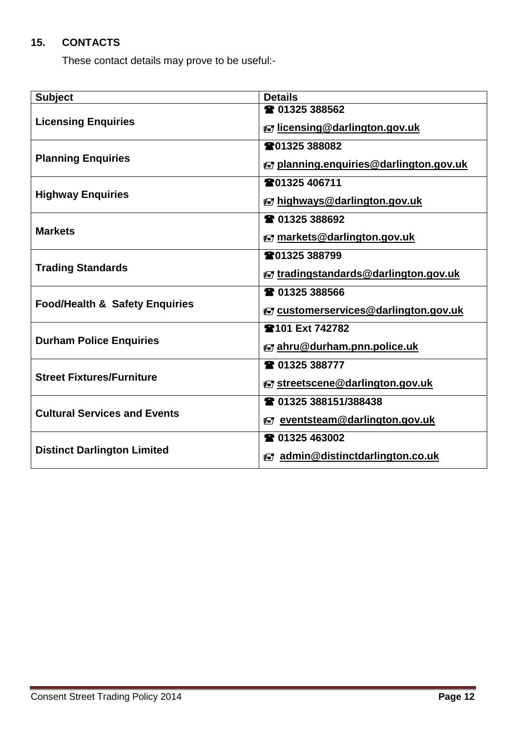## 15. CONTACTS

These contact details may prove to be useful:-

| Subject | Details |
|---|---|
| **Licensing Enquiries** | ☎ **01325 388562**<br>**licensing@darlington.gov.uk** |
| **Planning Enquiries** | ☎**01325 388082**<br>**planning.enquiries@darlington.gov.uk** |
| **Highway Enquiries** | ☎**01325 406711**<br>**highways@darlington.gov.uk** |
| **Markets** | ☎ **01325 388692**<br>**markets@darlington.gov.uk** |
| **Trading Standards** | ☎**01325 388799**<br>**tradingstandards@darlington.gov.uk** |
| **Food/Health & Safety Enquiries** | ☎ **01325 388566**<br>**customerservices@darlington.gov.uk** |
| **Durham Police Enquiries** | ☎**101 Ext 742782**<br>**ahru@durham.pnn.police.uk** |
| **Street Fixtures/Furniture** | ☎ **01325 388777**<br>**streetscene@darlington.gov.uk** |
| **Cultural Services and Events** | ☎ **01325 388151/388438**<br>**eventsteam@darlington.gov.uk** |
| **Distinct Darlington Limited** | ☎ **01325 463002**<br>**admin@distinctdarlington.co.uk** |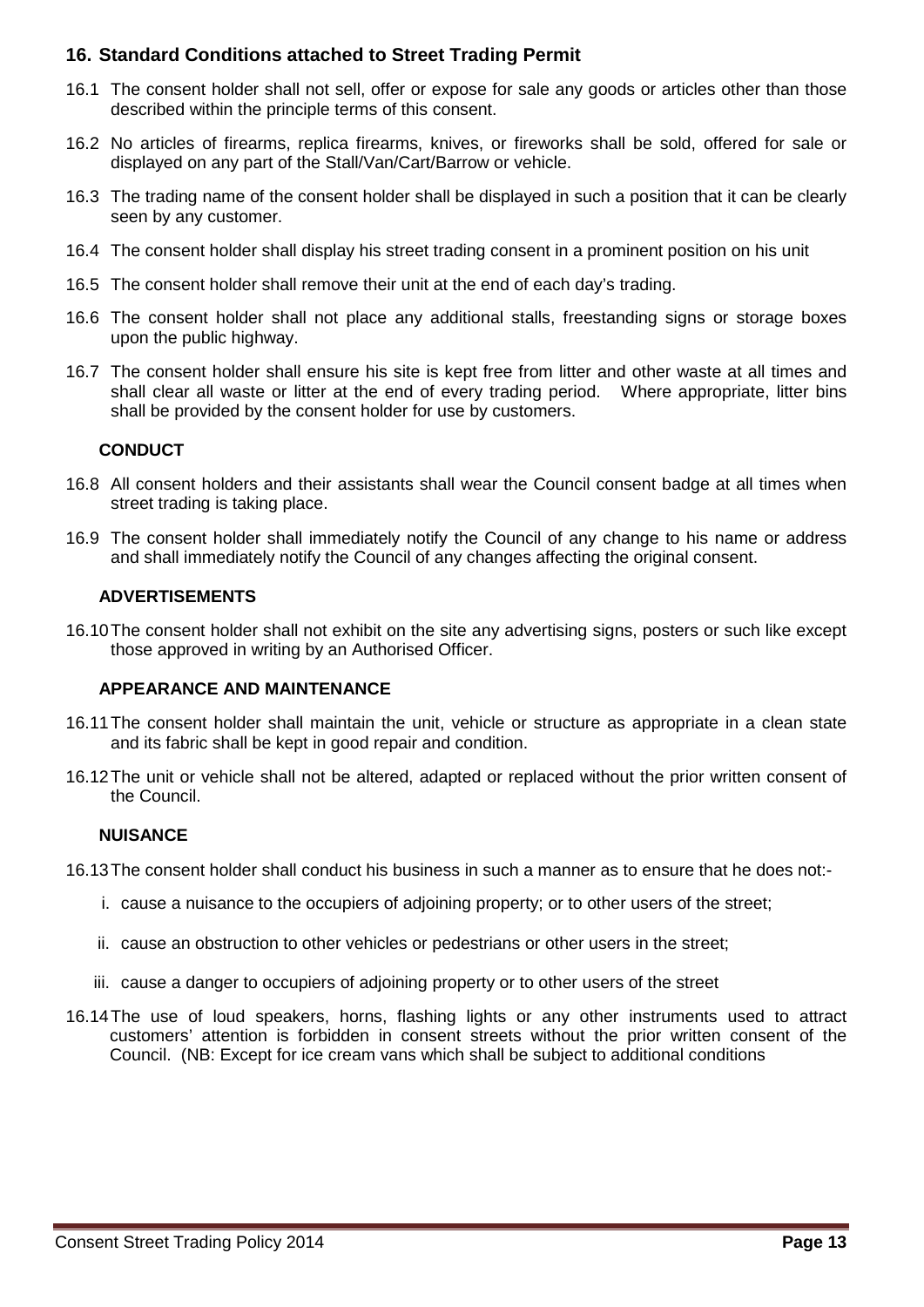## 16. Standard Conditions attached to Street Trading Permit

16.1 The consent holder shall not sell, offer or expose for sale any goods or articles other than those described within the principle terms of this consent.

16.2 No articles of firearms, replica firearms, knives, or fireworks shall be sold, offered for sale or displayed on any part of the Stall/Van/Cart/Barrow or vehicle.

16.3 The trading name of the consent holder shall be displayed in such a position that it can be clearly seen by any customer.

16.4 The consent holder shall display his street trading consent in a prominent position on his unit

16.5 The consent holder shall remove their unit at the end of each day's trading.

16.6 The consent holder shall not place any additional stalls, freestanding signs or storage boxes upon the public highway.

16.7 The consent holder shall ensure his site is kept free from litter and other waste at all times and shall clear all waste or litter at the end of every trading period. Where appropriate, litter bins shall be provided by the consent holder for use by customers.

**CONDUCT**

16.8 All consent holders and their assistants shall wear the Council consent badge at all times when street trading is taking place.

16.9 The consent holder shall immediately notify the Council of any change to his name or address and shall immediately notify the Council of any changes affecting the original consent.

**ADVERTISEMENTS**

16.10 The consent holder shall not exhibit on the site any advertising signs, posters or such like except those approved in writing by an Authorised Officer.

**APPEARANCE AND MAINTENANCE**

16.11 The consent holder shall maintain the unit, vehicle or structure as appropriate in a clean state and its fabric shall be kept in good repair and condition.

16.12 The unit or vehicle shall not be altered, adapted or replaced without the prior written consent of the Council.

**NUISANCE**

16.13 The consent holder shall conduct his business in such a manner as to ensure that he does not:-

i. cause a nuisance to the occupiers of adjoining property; or to other users of the street;

ii. cause an obstruction to other vehicles or pedestrians or other users in the street;

iii. cause a danger to occupiers of adjoining property or to other users of the street

16.14 The use of loud speakers, horns, flashing lights or any other instruments used to attract customers' attention is forbidden in consent streets without the prior written consent of the Council. (NB: Except for ice cream vans which shall be subject to additional conditions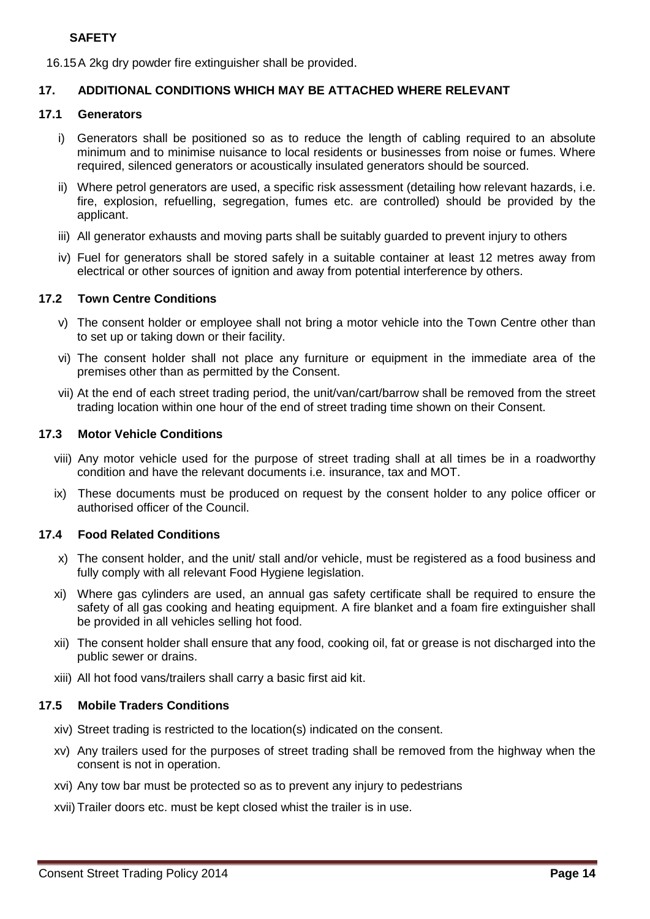**SAFETY**

16.15 A 2kg dry powder fire extinguisher shall be provided.

## 17. ADDITIONAL CONDITIONS WHICH MAY BE ATTACHED WHERE RELEVANT

### 17.1 Generators

i) Generators shall be positioned so as to reduce the length of cabling required to an absolute minimum and to minimise nuisance to local residents or businesses from noise or fumes. Where required, silenced generators or acoustically insulated generators should be sourced.

ii) Where petrol generators are used, a specific risk assessment (detailing how relevant hazards, i.e. fire, explosion, refuelling, segregation, fumes etc. are controlled) should be provided by the applicant.

iii) All generator exhausts and moving parts shall be suitably guarded to prevent injury to others

iv) Fuel for generators shall be stored safely in a suitable container at least 12 metres away from electrical or other sources of ignition and away from potential interference by others.

### 17.2 Town Centre Conditions

v) The consent holder or employee shall not bring a motor vehicle into the Town Centre other than to set up or taking down or their facility.

vi) The consent holder shall not place any furniture or equipment in the immediate area of the premises other than as permitted by the Consent.

vii) At the end of each street trading period, the unit/van/cart/barrow shall be removed from the street trading location within one hour of the end of street trading time shown on their Consent.

### 17.3 Motor Vehicle Conditions

viii) Any motor vehicle used for the purpose of street trading shall at all times be in a roadworthy condition and have the relevant documents i.e. insurance, tax and MOT.

ix) These documents must be produced on request by the consent holder to any police officer or authorised officer of the Council.

### 17.4 Food Related Conditions

x) The consent holder, and the unit/ stall and/or vehicle, must be registered as a food business and fully comply with all relevant Food Hygiene legislation.

xi) Where gas cylinders are used, an annual gas safety certificate shall be required to ensure the safety of all gas cooking and heating equipment. A fire blanket and a foam fire extinguisher shall be provided in all vehicles selling hot food.

xii) The consent holder shall ensure that any food, cooking oil, fat or grease is not discharged into the public sewer or drains.

xiii) All hot food vans/trailers shall carry a basic first aid kit.

### 17.5 Mobile Traders Conditions

xiv) Street trading is restricted to the location(s) indicated on the consent.

xv) Any trailers used for the purposes of street trading shall be removed from the highway when the consent is not in operation.

xvi) Any tow bar must be protected so as to prevent any injury to pedestrians

xvii) Trailer doors etc. must be kept closed whist the trailer is in use.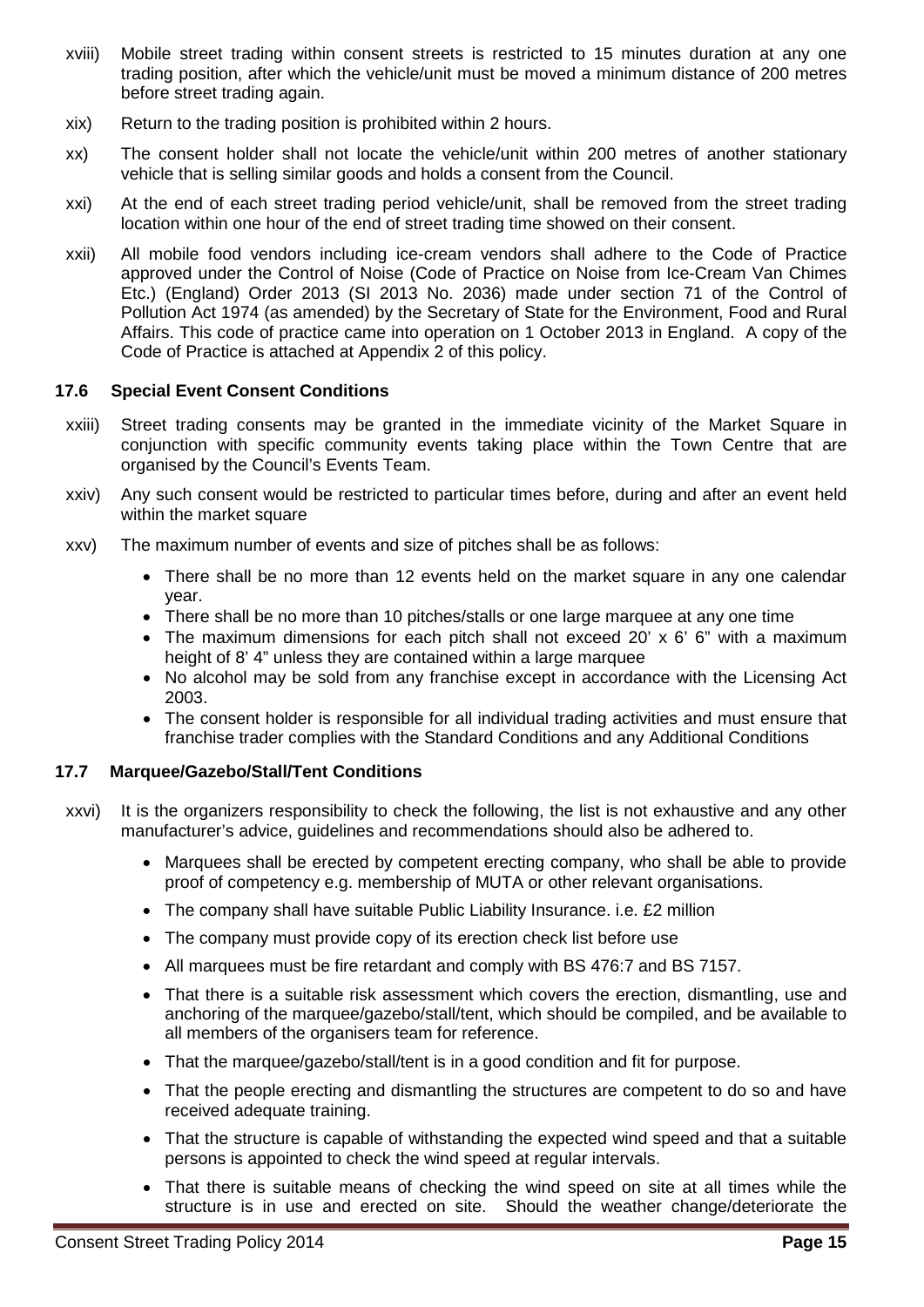xviii) Mobile street trading within consent streets is restricted to 15 minutes duration at any one trading position, after which the vehicle/unit must be moved a minimum distance of 200 metres before street trading again.

xix) Return to the trading position is prohibited within 2 hours.

xx) The consent holder shall not locate the vehicle/unit within 200 metres of another stationary vehicle that is selling similar goods and holds a consent from the Council.

xxi) At the end of each street trading period vehicle/unit, shall be removed from the street trading location within one hour of the end of street trading time showed on their consent.

xxii) All mobile food vendors including ice-cream vendors shall adhere to the Code of Practice approved under the Control of Noise (Code of Practice on Noise from Ice-Cream Van Chimes Etc.) (England) Order 2013 (SI 2013 No. 2036) made under section 71 of the Control of Pollution Act 1974 (as amended) by the Secretary of State for the Environment, Food and Rural Affairs. This code of practice came into operation on 1 October 2013 in England. A copy of the Code of Practice is attached at Appendix 2 of this policy.

### 17.6 Special Event Consent Conditions

xxiii) Street trading consents may be granted in the immediate vicinity of the Market Square in conjunction with specific community events taking place within the Town Centre that are organised by the Council's Events Team.

xxiv) Any such consent would be restricted to particular times before, during and after an event held within the market square

xxv) The maximum number of events and size of pitches shall be as follows:

- There shall be no more than 12 events held on the market square in any one calendar year.
- There shall be no more than 10 pitches/stalls or one large marquee at any one time
- The maximum dimensions for each pitch shall not exceed 20' x 6' 6" with a maximum height of 8' 4" unless they are contained within a large marquee
- No alcohol may be sold from any franchise except in accordance with the Licensing Act 2003.
- The consent holder is responsible for all individual trading activities and must ensure that franchise trader complies with the Standard Conditions and any Additional Conditions

### 17.7 Marquee/Gazebo/Stall/Tent Conditions

xxvi) It is the organizers responsibility to check the following, the list is not exhaustive and any other manufacturer's advice, guidelines and recommendations should also be adhered to.

- Marquees shall be erected by competent erecting company, who shall be able to provide proof of competency e.g. membership of MUTA or other relevant organisations.
- The company shall have suitable Public Liability Insurance. i.e. £2 million
- The company must provide copy of its erection check list before use
- All marquees must be fire retardant and comply with BS 476:7 and BS 7157.
- That there is a suitable risk assessment which covers the erection, dismantling, use and anchoring of the marquee/gazebo/stall/tent, which should be compiled, and be available to all members of the organisers team for reference.
- That the marquee/gazebo/stall/tent is in a good condition and fit for purpose.
- That the people erecting and dismantling the structures are competent to do so and have received adequate training.
- That the structure is capable of withstanding the expected wind speed and that a suitable persons is appointed to check the wind speed at regular intervals.
- That there is suitable means of checking the wind speed on site at all times while the structure is in use and erected on site. Should the weather change/deteriorate the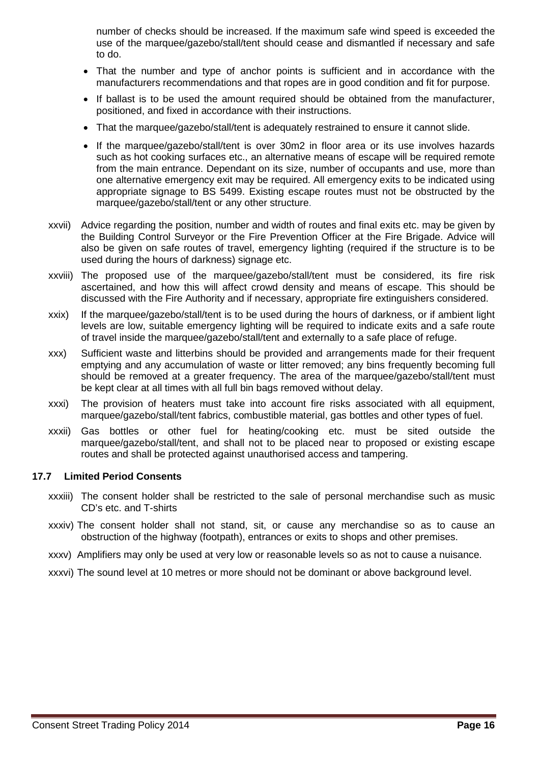number of checks should be increased. If the maximum safe wind speed is exceeded the use of the marquee/gazebo/stall/tent should cease and dismantled if necessary and safe to do.

- That the number and type of anchor points is sufficient and in accordance with the manufacturers recommendations and that ropes are in good condition and fit for purpose.
- If ballast is to be used the amount required should be obtained from the manufacturer, positioned, and fixed in accordance with their instructions.
- That the marquee/gazebo/stall/tent is adequately restrained to ensure it cannot slide.
- If the marquee/gazebo/stall/tent is over 30m2 in floor area or its use involves hazards such as hot cooking surfaces etc., an alternative means of escape will be required remote from the main entrance. Dependant on its size, number of occupants and use, more than one alternative emergency exit may be required. All emergency exits to be indicated using appropriate signage to BS 5499. Existing escape routes must not be obstructed by the marquee/gazebo/stall/tent or any other structure.

xxvii) Advice regarding the position, number and width of routes and final exits etc. may be given by the Building Control Surveyor or the Fire Prevention Officer at the Fire Brigade. Advice will also be given on safe routes of travel, emergency lighting (required if the structure is to be used during the hours of darkness) signage etc.

xxviii) The proposed use of the marquee/gazebo/stall/tent must be considered, its fire risk ascertained, and how this will affect crowd density and means of escape. This should be discussed with the Fire Authority and if necessary, appropriate fire extinguishers considered.

xxix) If the marquee/gazebo/stall/tent is to be used during the hours of darkness, or if ambient light levels are low, suitable emergency lighting will be required to indicate exits and a safe route of travel inside the marquee/gazebo/stall/tent and externally to a safe place of refuge.

xxx) Sufficient waste and litterbins should be provided and arrangements made for their frequent emptying and any accumulation of waste or litter removed; any bins frequently becoming full should be removed at a greater frequency. The area of the marquee/gazebo/stall/tent must be kept clear at all times with all full bin bags removed without delay.

xxxi) The provision of heaters must take into account fire risks associated with all equipment, marquee/gazebo/stall/tent fabrics, combustible material, gas bottles and other types of fuel.

xxxii) Gas bottles or other fuel for heating/cooking etc. must be sited outside the marquee/gazebo/stall/tent, and shall not to be placed near to proposed or existing escape routes and shall be protected against unauthorised access and tampering.

### 17.7 Limited Period Consents

xxxiii) The consent holder shall be restricted to the sale of personal merchandise such as music CD's etc. and T-shirts

xxxiv) The consent holder shall not stand, sit, or cause any merchandise so as to cause an obstruction of the highway (footpath), entrances or exits to shops and other premises.

xxxv) Amplifiers may only be used at very low or reasonable levels so as not to cause a nuisance.

xxxvi) The sound level at 10 metres or more should not be dominant or above background level.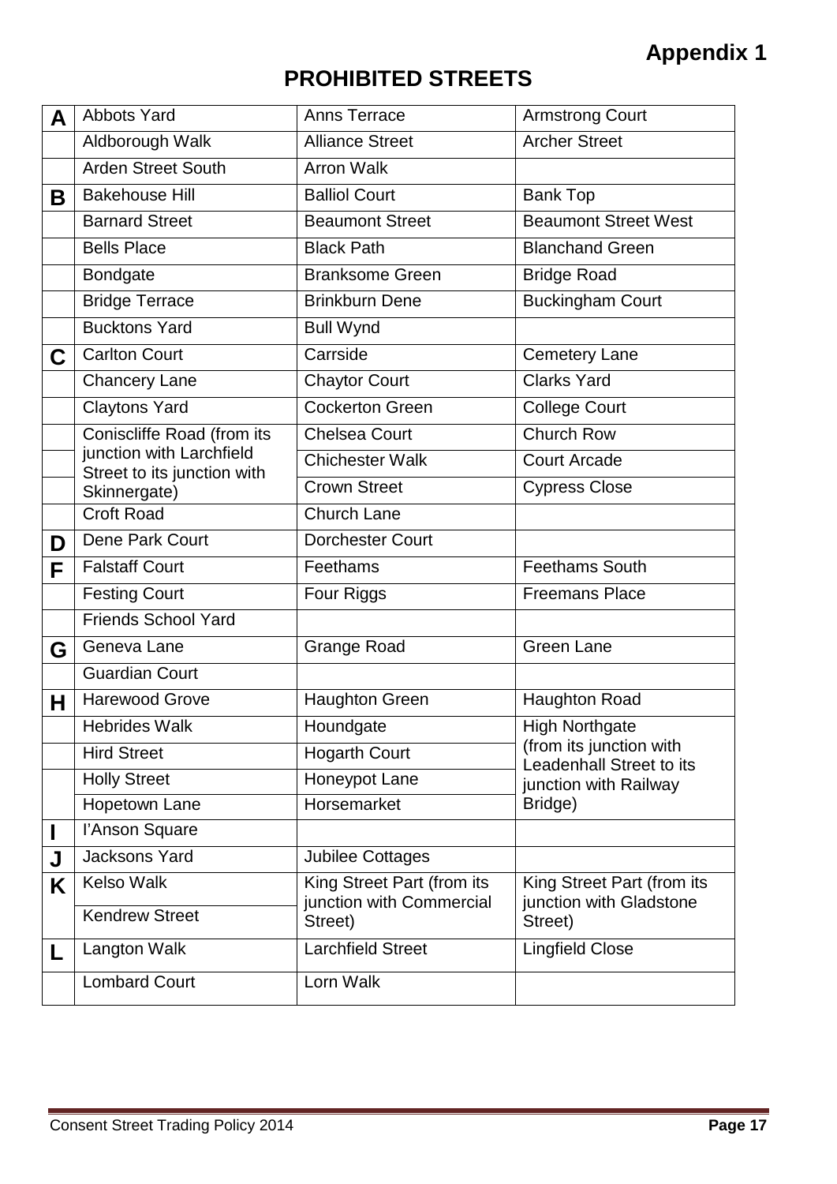**Appendix 1**

## PROHIBITED STREETS

| | | | |
|---|---|---|---|
| **A** | Abbots Yard | Anns Terrace | Armstrong Court |
| | Aldborough Walk | Alliance Street | Archer Street |
| | Arden Street South | Arron Walk | |
| **B** | Bakehouse Hill | Balliol Court | Bank Top |
| | Barnard Street | Beaumont Street | Beaumont Street West |
| | Bells Place | Black Path | Blanchand Green |
| | Bondgate | Branksome Green | Bridge Road |
| | Bridge Terrace | Brinkburn Dene | Buckingham Court |
| | Bucktons Yard | Bull Wynd | |
| **C** | Carlton Court | Carrside | Cemetery Lane |
| | Chancery Lane | Chaytor Court | Clarks Yard |
| | Claytons Yard | Cockerton Green | College Court |
| | Coniscliffe Road (from its junction with Larchfield Street to its junction with Skinnergate) | Chelsea Court | Church Row |
| | | Chichester Walk | Court Arcade |
| | | Crown Street | Cypress Close |
| | Croft Road | Church Lane | |
| **D** | Dene Park Court | Dorchester Court | |
| **F** | Falstaff Court | Feethams | Feethams South |
| | Festing Court | Four Riggs | Freemans Place |
| | Friends School Yard | | |
| **G** | Geneva Lane | Grange Road | Green Lane |
| | Guardian Court | | |
| **H** | Harewood Grove | Haughton Green | Haughton Road |
| | Hebrides Walk | Houndgate | High Northgate (from its junction with Leadenhall Street to its junction with Railway Bridge) |
| | Hird Street | Hogarth Court | |
| | Holly Street | Honeypot Lane | |
| | Hopetown Lane | Horsemarket | |
| **I** | I'Anson Square | | |
| **J** | Jacksons Yard | Jubilee Cottages | |
| **K** | Kelso Walk | King Street Part (from its junction with Commercial Street) | King Street Part (from its junction with Gladstone Street) |
| | Kendrew Street | | |
| **L** | Langton Walk | Larchfield Street | Lingfield Close |
| | Lombard Court | Lorn Walk | |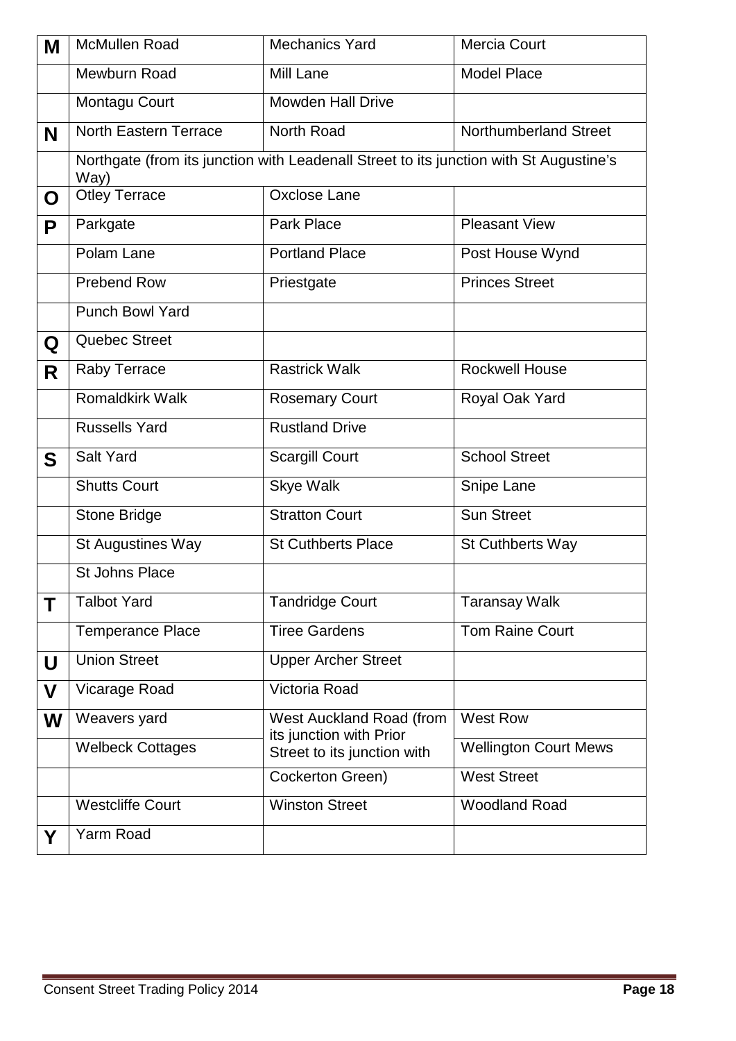| | | | |
|---|---|---|---|
| **M** | McMullen Road | Mechanics Yard | Mercia Court |
| | Mewburn Road | Mill Lane | Model Place |
| | Montagu Court | Mowden Hall Drive | |
| **N** | North Eastern Terrace | North Road | Northumberland Street |
| | Northgate (from its junction with Leadenall Street to its junction with St Augustine's Way) | | |
| **O** | Otley Terrace | Oxclose Lane | |
| **P** | Parkgate | Park Place | Pleasant View |
| | Polam Lane | Portland Place | Post House Wynd |
| | Prebend Row | Priestgate | Princes Street |
| | Punch Bowl Yard | | |
| **Q** | Quebec Street | | |
| **R** | Raby Terrace | Rastrick Walk | Rockwell House |
| | Romaldkirk Walk | Rosemary Court | Royal Oak Yard |
| | Russells Yard | Rustland Drive | |
| **S** | Salt Yard | Scargill Court | School Street |
| | Shutts Court | Skye Walk | Snipe Lane |
| | Stone Bridge | Stratton Court | Sun Street |
| | St Augustines Way | St Cuthberts Place | St Cuthberts Way |
| | St Johns Place | | |
| **T** | Talbot Yard | Tandridge Court | Taransay Walk |
| | Temperance Place | Tiree Gardens | Tom Raine Court |
| **U** | Union Street | Upper Archer Street | |
| **V** | Vicarage Road | Victoria Road | |
| **W** | Weavers yard | West Auckland Road (from its junction with Prior Street to its junction with Cockerton Green) | West Row |
| | Welbeck Cottages | | Wellington Court Mews |
| | | | West Street |
| | Westcliffe Court | Winston Street | Woodland Road |
| **Y** | Yarm Road | | |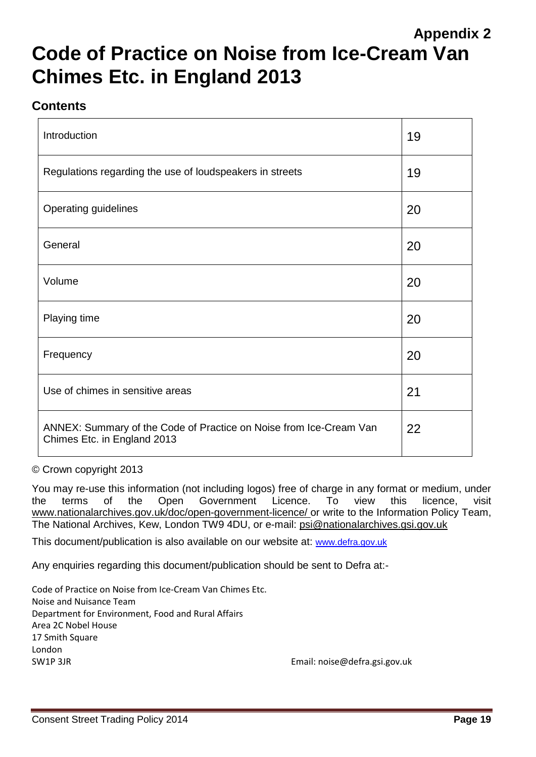**Appendix 2**

# Code of Practice on Noise from Ice-Cream Van Chimes Etc. in England 2013

## Contents

| | |
|---|---|
| Introduction | 19 |
| Regulations regarding the use of loudspeakers in streets | 19 |
| Operating guidelines | 20 |
| General | 20 |
| Volume | 20 |
| Playing time | 20 |
| Frequency | 20 |
| Use of chimes in sensitive areas | 21 |
| ANNEX: Summary of the Code of Practice on Noise from Ice-Cream Van Chimes Etc. in England 2013 | 22 |

© Crown copyright 2013

You may re-use this information (not including logos) free of charge in any format or medium, under the terms of the Open Government Licence. To view this licence, visit www.nationalarchives.gov.uk/doc/open-government-licence/ or write to the Information Policy Team, The National Archives, Kew, London TW9 4DU, or e-mail: psi@nationalarchives.gsi.gov.uk

This document/publication is also available on our website at: www.defra.gov.uk

Any enquiries regarding this document/publication should be sent to Defra at:-

Code of Practice on Noise from Ice-Cream Van Chimes Etc.
Noise and Nuisance Team
Department for Environment, Food and Rural Affairs
Area 2C Nobel House
17 Smith Square
London
SW1P 3JR

Email: noise@defra.gsi.gov.uk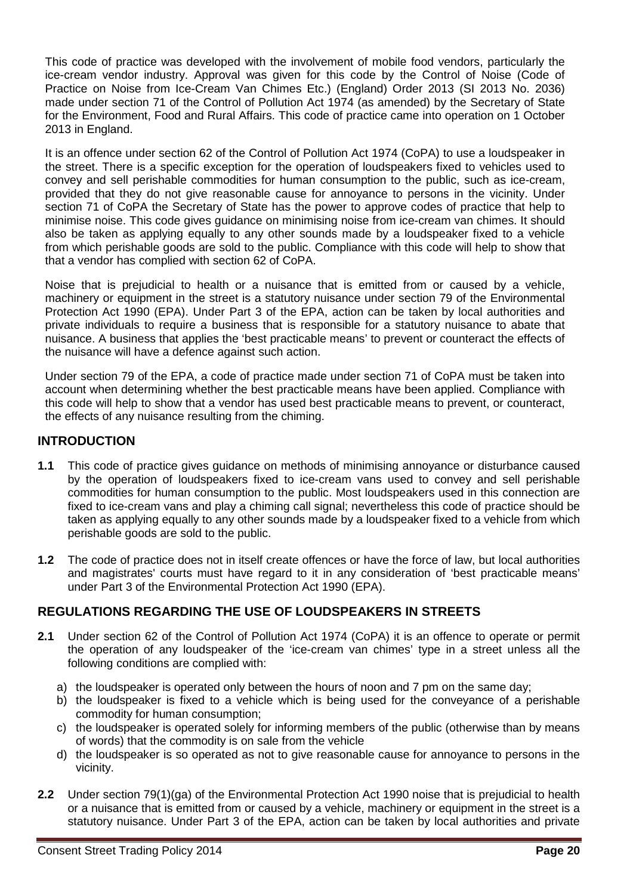This code of practice was developed with the involvement of mobile food vendors, particularly the ice-cream vendor industry. Approval was given for this code by the Control of Noise (Code of Practice on Noise from Ice-Cream Van Chimes Etc.) (England) Order 2013 (SI 2013 No. 2036) made under section 71 of the Control of Pollution Act 1974 (as amended) by the Secretary of State for the Environment, Food and Rural Affairs. This code of practice came into operation on 1 October 2013 in England.

It is an offence under section 62 of the Control of Pollution Act 1974 (CoPA) to use a loudspeaker in the street. There is a specific exception for the operation of loudspeakers fixed to vehicles used to convey and sell perishable commodities for human consumption to the public, such as ice-cream, provided that they do not give reasonable cause for annoyance to persons in the vicinity. Under section 71 of CoPA the Secretary of State has the power to approve codes of practice that help to minimise noise. This code gives guidance on minimising noise from ice-cream van chimes. It should also be taken as applying equally to any other sounds made by a loudspeaker fixed to a vehicle from which perishable goods are sold to the public. Compliance with this code will help to show that that a vendor has complied with section 62 of CoPA.

Noise that is prejudicial to health or a nuisance that is emitted from or caused by a vehicle, machinery or equipment in the street is a statutory nuisance under section 79 of the Environmental Protection Act 1990 (EPA). Under Part 3 of the EPA, action can be taken by local authorities and private individuals to require a business that is responsible for a statutory nuisance to abate that nuisance. A business that applies the 'best practicable means' to prevent or counteract the effects of the nuisance will have a defence against such action.

Under section 79 of the EPA, a code of practice made under section 71 of CoPA must be taken into account when determining whether the best practicable means have been applied. Compliance with this code will help to show that a vendor has used best practicable means to prevent, or counteract, the effects of any nuisance resulting from the chiming.

## INTRODUCTION

**1.1** This code of practice gives guidance on methods of minimising annoyance or disturbance caused by the operation of loudspeakers fixed to ice-cream vans used to convey and sell perishable commodities for human consumption to the public. Most loudspeakers used in this connection are fixed to ice-cream vans and play a chiming call signal; nevertheless this code of practice should be taken as applying equally to any other sounds made by a loudspeaker fixed to a vehicle from which perishable goods are sold to the public.

**1.2** The code of practice does not in itself create offences or have the force of law, but local authorities and magistrates' courts must have regard to it in any consideration of 'best practicable means' under Part 3 of the Environmental Protection Act 1990 (EPA).

## REGULATIONS REGARDING THE USE OF LOUDSPEAKERS IN STREETS

**2.1** Under section 62 of the Control of Pollution Act 1974 (CoPA) it is an offence to operate or permit the operation of any loudspeaker of the 'ice-cream van chimes' type in a street unless all the following conditions are complied with:

a) the loudspeaker is operated only between the hours of noon and 7 pm on the same day;
b) the loudspeaker is fixed to a vehicle which is being used for the conveyance of a perishable commodity for human consumption;
c) the loudspeaker is operated solely for informing members of the public (otherwise than by means of words) that the commodity is on sale from the vehicle
d) the loudspeaker is so operated as not to give reasonable cause for annoyance to persons in the vicinity.

**2.2** Under section 79(1)(ga) of the Environmental Protection Act 1990 noise that is prejudicial to health or a nuisance that is emitted from or caused by a vehicle, machinery or equipment in the street is a statutory nuisance. Under Part 3 of the EPA, action can be taken by local authorities and private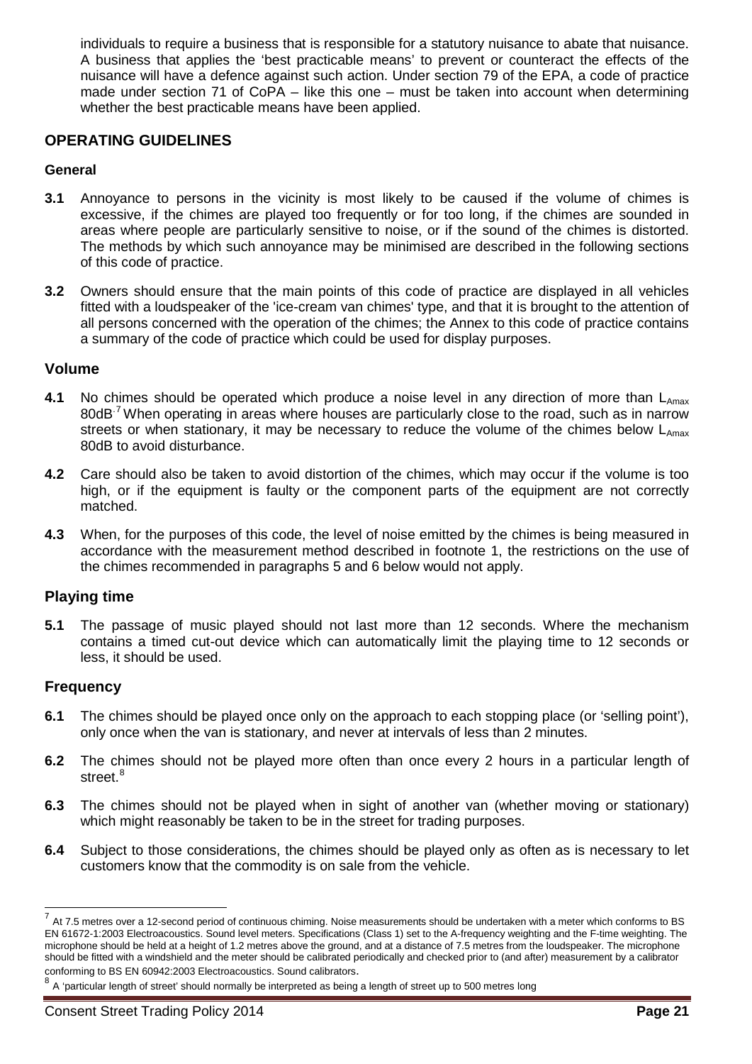individuals to require a business that is responsible for a statutory nuisance to abate that nuisance. A business that applies the 'best practicable means' to prevent or counteract the effects of the nuisance will have a defence against such action. Under section 79 of the EPA, a code of practice made under section 71 of CoPA – like this one – must be taken into account when determining whether the best practicable means have been applied.

## OPERATING GUIDELINES

### General

**3.1** Annoyance to persons in the vicinity is most likely to be caused if the volume of chimes is excessive, if the chimes are played too frequently or for too long, if the chimes are sounded in areas where people are particularly sensitive to noise, or if the sound of the chimes is distorted. The methods by which such annoyance may be minimised are described in the following sections of this code of practice.

**3.2** Owners should ensure that the main points of this code of practice are displayed in all vehicles fitted with a loudspeaker of the 'ice-cream van chimes' type, and that it is brought to the attention of all persons concerned with the operation of the chimes; the Annex to this code of practice contains a summary of the code of practice which could be used for display purposes.

## Volume

**4.1** No chimes should be operated which produce a noise level in any direction of more than $L_{Amax}$ 80dB.[7] When operating in areas where houses are particularly close to the road, such as in narrow streets or when stationary, it may be necessary to reduce the volume of the chimes below $L_{Amax}$ 80dB to avoid disturbance.

**4.2** Care should also be taken to avoid distortion of the chimes, which may occur if the volume is too high, or if the equipment is faulty or the component parts of the equipment are not correctly matched.

**4.3** When, for the purposes of this code, the level of noise emitted by the chimes is being measured in accordance with the measurement method described in footnote 1, the restrictions on the use of the chimes recommended in paragraphs 5 and 6 below would not apply.

## Playing time

**5.1** The passage of music played should not last more than 12 seconds. Where the mechanism contains a timed cut-out device which can automatically limit the playing time to 12 seconds or less, it should be used.

## Frequency

**6.1** The chimes should be played once only on the approach to each stopping place (or 'selling point'), only once when the van is stationary, and never at intervals of less than 2 minutes.

**6.2** The chimes should not be played more often than once every 2 hours in a particular length of street.[8]

**6.3** The chimes should not be played when in sight of another van (whether moving or stationary) which might reasonably be taken to be in the street for trading purposes.

**6.4** Subject to those considerations, the chimes should be played only as often as is necessary to let customers know that the commodity is on sale from the vehicle.

---

[7] At 7.5 metres over a 12-second period of continuous chiming. Noise measurements should be undertaken with a meter which conforms to BS EN 61672-1:2003 Electroacoustics. Sound level meters. Specifications (Class 1) set to the A-frequency weighting and the F-time weighting. The microphone should be held at a height of 1.2 metres above the ground, and at a distance of 7.5 metres from the loudspeaker. The microphone should be fitted with a windshield and the meter should be calibrated periodically and checked prior to (and after) measurement by a calibrator conforming to BS EN 60942:2003 Electroacoustics. Sound calibrators.

[8] A 'particular length of street' should normally be interpreted as being a length of street up to 500 metres long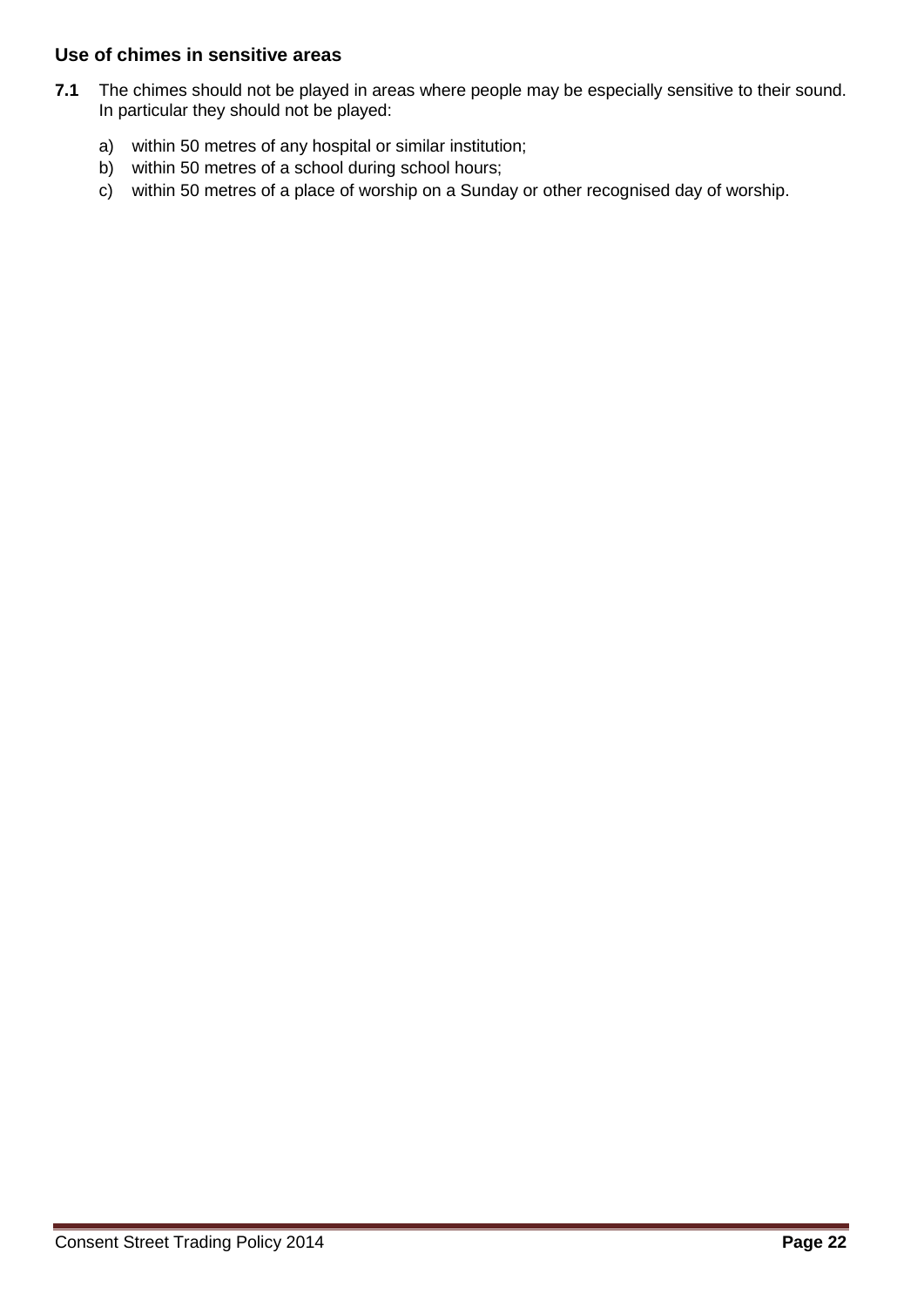### Use of chimes in sensitive areas

**7.1** The chimes should not be played in areas where people may be especially sensitive to their sound. In particular they should not be played:

a) within 50 metres of any hospital or similar institution;
b) within 50 metres of a school during school hours;
c) within 50 metres of a place of worship on a Sunday or other recognised day of worship.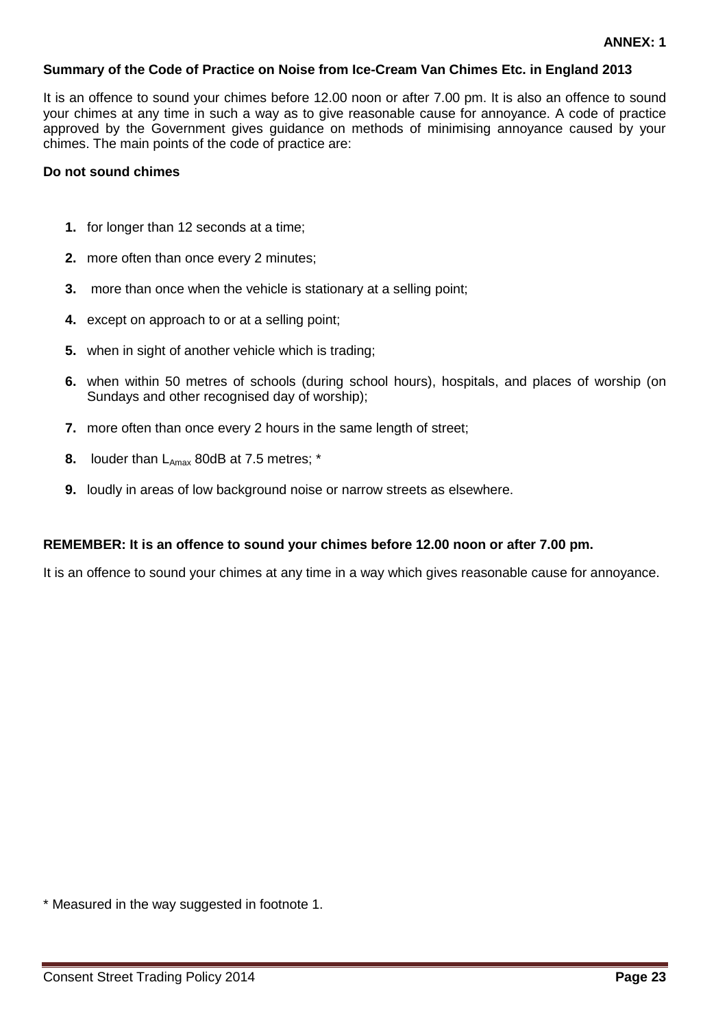**ANNEX: 1**

**Summary of the Code of Practice on Noise from Ice-Cream Van Chimes Etc. in England 2013**

It is an offence to sound your chimes before 12.00 noon or after 7.00 pm. It is also an offence to sound your chimes at any time in such a way as to give reasonable cause for annoyance. A code of practice approved by the Government gives guidance on methods of minimising annoyance caused by your chimes. The main points of the code of practice are:

**Do not sound chimes**

1. for longer than 12 seconds at a time;
2. more often than once every 2 minutes;
3. more than once when the vehicle is stationary at a selling point;
4. except on approach to or at a selling point;
5. when in sight of another vehicle which is trading;
6. when within 50 metres of schools (during school hours), hospitals, and places of worship (on Sundays and other recognised day of worship);
7. more often than once every 2 hours in the same length of street;
8. louder than $L_{Amax}$ 80dB at 7.5 metres; *
9. loudly in areas of low background noise or narrow streets as elsewhere.

**REMEMBER: It is an offence to sound your chimes before 12.00 noon or after 7.00 pm.**

It is an offence to sound your chimes at any time in a way which gives reasonable cause for annoyance.

\* Measured in the way suggested in footnote 1.